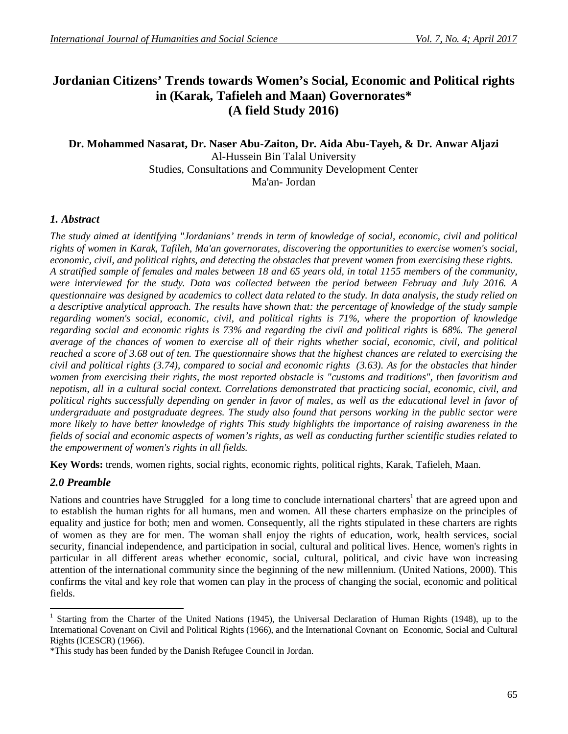# Jordanian Citizens' Trends towards Women's Social, Economic and Political rights in (Karak, Tafieleh and Maan) Governorates* (A field Study 2016)

**Dr. Mohammed Nasarat, Dr. Naser Abu-Zaiton, Dr. Aida Abu-Tayeh, & Dr. Anwar Aljazi**
Al-Hussein Bin Talal University
Studies, Consultations and Community Development Center
Ma'an- Jordan

## *1. Abstract*

*The study aimed at identifying "Jordanians' trends in term of knowledge of social, economic, civil and political rights of women in Karak, Tafileh, Ma'an governorates, discovering the opportunities to exercise women's social, economic, civil, and political rights, and detecting the obstacles that prevent women from exercising these rights. A stratified sample of females and males between 18 and 65 years old, in total 1155 members of the community, were interviewed for the study. Data was collected between the period between Februay and July 2016. A questionnaire was designed by academics to collect data related to the study. In data analysis, the study relied on a descriptive analytical approach. The results have shown that: the percentage of knowledge of the study sample regarding women's social, economic, civil, and political rights is 71%, where the proportion of knowledge regarding social and economic rights is 73% and regarding the civil and political rights* is *68%. The general average of the chances of women to exercise all of their rights whether social, economic, civil, and political reached a score of 3.68 out of ten. The questionnaire shows that the highest chances are related to exercising the civil and political rights (3.74), compared to social and economic rights (3.63). As for the obstacles that hinder women from exercising their rights, the most reported obstacle is "customs and traditions", then favoritism and nepotism, all in a cultural social context. Correlations demonstrated that practicing social, economic, civil, and political rights successfully depending on gender in favor of males, as well as the educational level in favor of undergraduate and postgraduate degrees. The study also found that persons working in the public sector were more likely to have better knowledge of rights This study highlights the importance of raising awareness in the fields of social and economic aspects of women's rights, as well as conducting further scientific studies related to the empowerment of women's rights in all fields.*

**Key Words:** trends, women rights, social rights, economic rights, political rights, Karak, Tafieleh, Maan.

## *2.0 Preamble*

Nations and countries have Struggled for a long time to conclude international charters[1] that are agreed upon and to establish the human rights for all humans, men and women. All these charters emphasize on the principles of equality and justice for both; men and women. Consequently, all the rights stipulated in these charters are rights of women as they are for men. The woman shall enjoy the rights of education, work, health services, social security, financial independence, and participation in social, cultural and political lives. Hence, women's rights in particular in all different areas whether economic, social, cultural, political, and civic have won increasing attention of the international community since the beginning of the new millennium. (United Nations, 2000). This confirms the vital and key role that women can play in the process of changing the social, economic and political fields.

[1] Starting from the Charter of the United Nations (1945), the Universal Declaration of Human Rights (1948), up to the International Covenant on Civil and Political Rights (1966), and the International Covnant on Economic, Social and Cultural Rights (ICESCR) (1966).

*This study has been funded by the Danish Refugee Council in Jordan.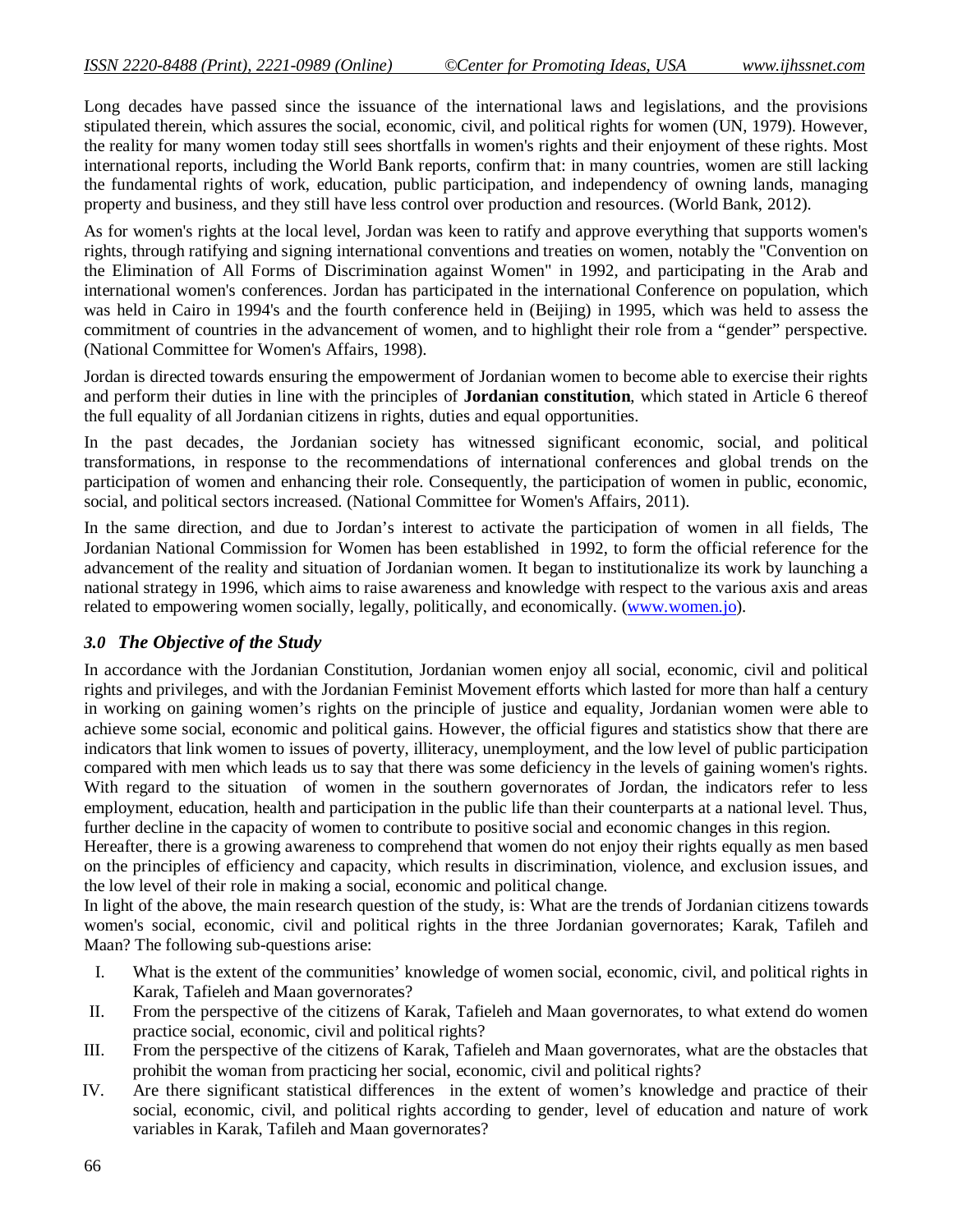Long decades have passed since the issuance of the international laws and legislations, and the provisions stipulated therein, which assures the social, economic, civil, and political rights for women (UN, 1979). However, the reality for many women today still sees shortfalls in women's rights and their enjoyment of these rights. Most international reports, including the World Bank reports, confirm that: in many countries, women are still lacking the fundamental rights of work, education, public participation, and independency of owning lands, managing property and business, and they still have less control over production and resources. (World Bank, 2012).

As for women's rights at the local level, Jordan was keen to ratify and approve everything that supports women's rights, through ratifying and signing international conventions and treaties on women, notably the "Convention on the Elimination of All Forms of Discrimination against Women" in 1992, and participating in the Arab and international women's conferences. Jordan has participated in the international Conference on population, which was held in Cairo in 1994's and the fourth conference held in (Beijing) in 1995, which was held to assess the commitment of countries in the advancement of women, and to highlight their role from a "gender" perspective. (National Committee for Women's Affairs, 1998).

Jordan is directed towards ensuring the empowerment of Jordanian women to become able to exercise their rights and perform their duties in line with the principles of **Jordanian constitution**, which stated in Article 6 thereof the full equality of all Jordanian citizens in rights, duties and equal opportunities.

In the past decades, the Jordanian society has witnessed significant economic, social, and political transformations, in response to the recommendations of international conferences and global trends on the participation of women and enhancing their role. Consequently, the participation of women in public, economic, social, and political sectors increased. (National Committee for Women's Affairs, 2011).

In the same direction, and due to Jordan's interest to activate the participation of women in all fields, The Jordanian National Commission for Women has been established in 1992, to form the official reference for the advancement of the reality and situation of Jordanian women. It began to institutionalize its work by launching a national strategy in 1996, which aims to raise awareness and knowledge with respect to the various axis and areas related to empowering women socially, legally, politically, and economically. (www.women.jo).

### *3.0 The Objective of the Study*

In accordance with the Jordanian Constitution, Jordanian women enjoy all social, economic, civil and political rights and privileges, and with the Jordanian Feminist Movement efforts which lasted for more than half a century in working on gaining women's rights on the principle of justice and equality, Jordanian women were able to achieve some social, economic and political gains. However, the official figures and statistics show that there are indicators that link women to issues of poverty, illiteracy, unemployment, and the low level of public participation compared with men which leads us to say that there was some deficiency in the levels of gaining women's rights. With regard to the situation of women in the southern governorates of Jordan, the indicators refer to less employment, education, health and participation in the public life than their counterparts at a national level. Thus, further decline in the capacity of women to contribute to positive social and economic changes in this region.

Hereafter, there is a growing awareness to comprehend that women do not enjoy their rights equally as men based on the principles of efficiency and capacity, which results in discrimination, violence, and exclusion issues, and the low level of their role in making a social, economic and political change.

In light of the above, the main research question of the study, is: What are the trends of Jordanian citizens towards women's social, economic, civil and political rights in the three Jordanian governorates; Karak, Tafileh and Maan? The following sub-questions arise:

I. What is the extent of the communities' knowledge of women social, economic, civil, and political rights in Karak, Tafieleh and Maan governorates?
II. From the perspective of the citizens of Karak, Tafieleh and Maan governorates, to what extend do women practice social, economic, civil and political rights?
III. From the perspective of the citizens of Karak, Tafieleh and Maan governorates, what are the obstacles that prohibit the woman from practicing her social, economic, civil and political rights?
IV. Are there significant statistical differences in the extent of women's knowledge and practice of their social, economic, civil, and political rights according to gender, level of education and nature of work variables in Karak, Tafileh and Maan governorates?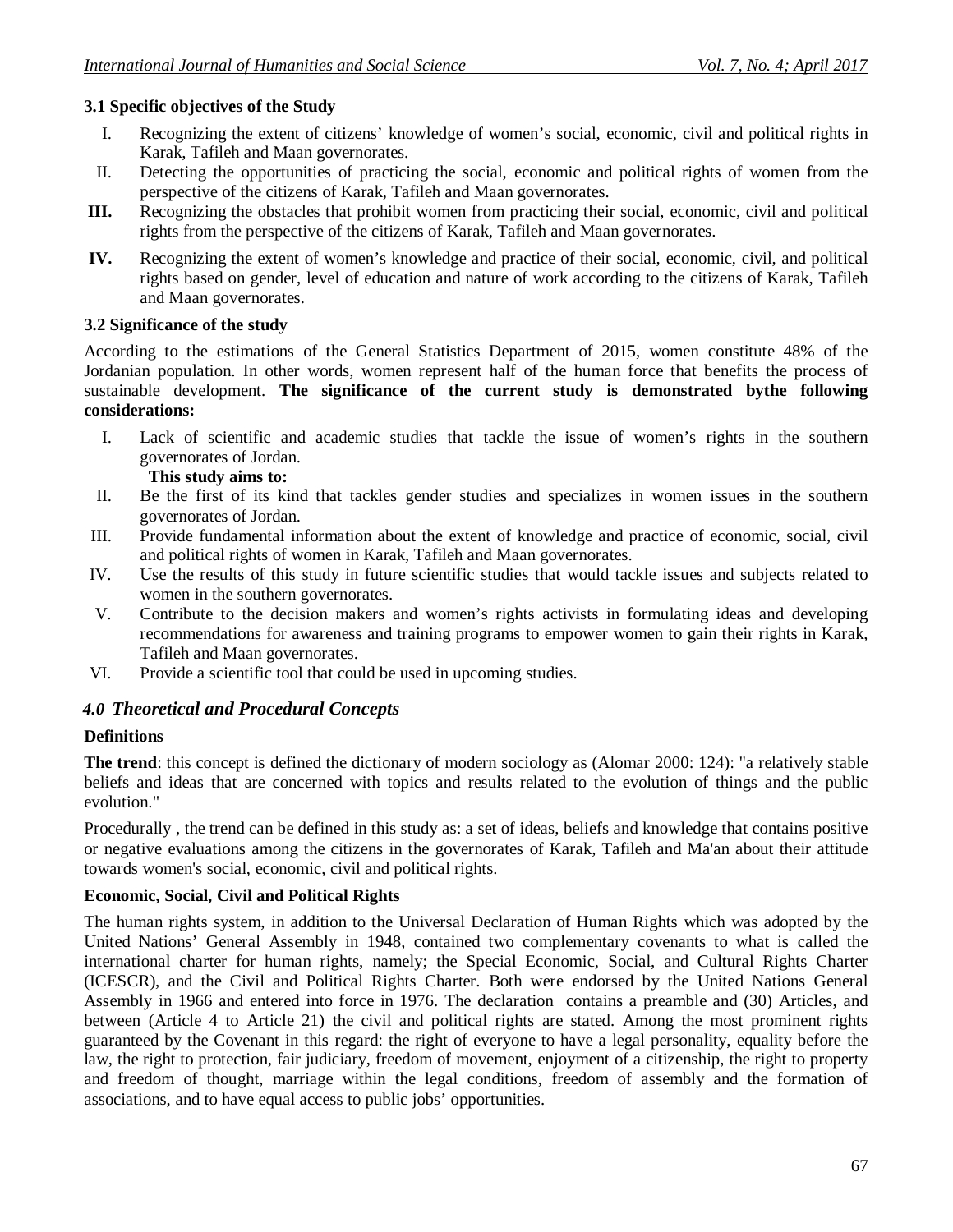### 3.1 Specific objectives of the Study

I. Recognizing the extent of citizens' knowledge of women's social, economic, civil and political rights in Karak, Tafileh and Maan governorates.

II. Detecting the opportunities of practicing the social, economic and political rights of women from the perspective of the citizens of Karak, Tafileh and Maan governorates.

**III.** Recognizing the obstacles that prohibit women from practicing their social, economic, civil and political rights from the perspective of the citizens of Karak, Tafileh and Maan governorates.

**IV.** Recognizing the extent of women's knowledge and practice of their social, economic, civil, and political rights based on gender, level of education and nature of work according to the citizens of Karak, Tafileh and Maan governorates.

### 3.2 Significance of the study

According to the estimations of the General Statistics Department of 2015, women constitute 48% of the Jordanian population. In other words, women represent half of the human force that benefits the process of sustainable development. **The significance of the current study is demonstrated bythe following considerations:**

I. Lack of scientific and academic studies that tackle the issue of women's rights in the southern governorates of Jordan.

**This study aims to:**

II. Be the first of its kind that tackles gender studies and specializes in women issues in the southern governorates of Jordan.

III. Provide fundamental information about the extent of knowledge and practice of economic, social, civil and political rights of women in Karak, Tafileh and Maan governorates.

IV. Use the results of this study in future scientific studies that would tackle issues and subjects related to women in the southern governorates.

V. Contribute to the decision makers and women's rights activists in formulating ideas and developing recommendations for awareness and training programs to empower women to gain their rights in Karak, Tafileh and Maan governorates.

VI. Provide a scientific tool that could be used in upcoming studies.

## *4.0 Theoretical and Procedural Concepts*

### Definitions

**The trend**: this concept is defined the dictionary of modern sociology as (Alomar 2000: 124): "a relatively stable beliefs and ideas that are concerned with topics and results related to the evolution of things and the public evolution."

Procedurally , the trend can be defined in this study as: a set of ideas, beliefs and knowledge that contains positive or negative evaluations among the citizens in the governorates of Karak, Tafileh and Ma'an about their attitude towards women's social, economic, civil and political rights.

### Economic, Social, Civil and Political Rights

The human rights system, in addition to the Universal Declaration of Human Rights which was adopted by the United Nations' General Assembly in 1948, contained two complementary covenants to what is called the international charter for human rights, namely; the Special Economic, Social, and Cultural Rights Charter (ICESCR), and the Civil and Political Rights Charter. Both were endorsed by the United Nations General Assembly in 1966 and entered into force in 1976. The declaration contains a preamble and (30) Articles, and between (Article 4 to Article 21) the civil and political rights are stated. Among the most prominent rights guaranteed by the Covenant in this regard: the right of everyone to have a legal personality, equality before the law, the right to protection, fair judiciary, freedom of movement, enjoyment of a citizenship, the right to property and freedom of thought, marriage within the legal conditions, freedom of assembly and the formation of associations, and to have equal access to public jobs' opportunities.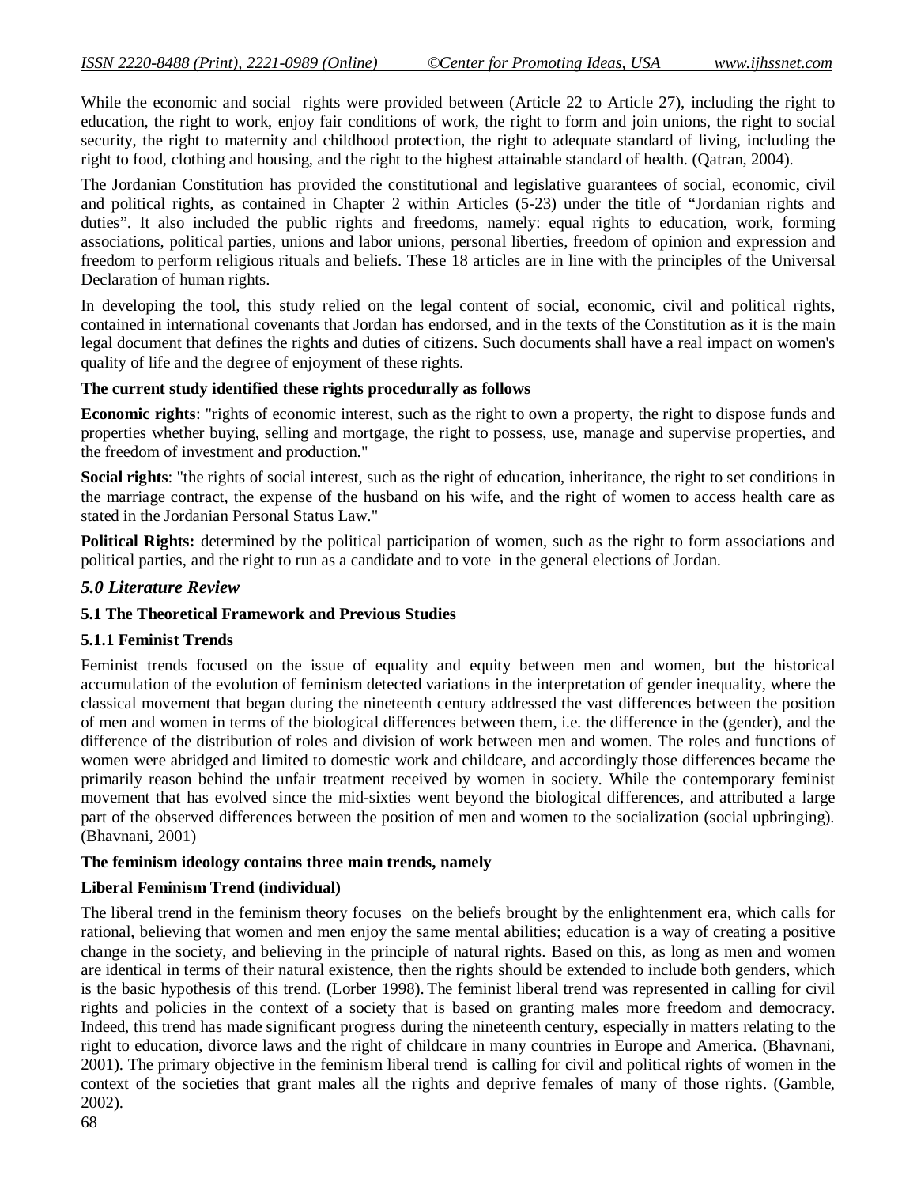While the economic and social rights were provided between (Article 22 to Article 27), including the right to education, the right to work, enjoy fair conditions of work, the right to form and join unions, the right to social security, the right to maternity and childhood protection, the right to adequate standard of living, including the right to food, clothing and housing, and the right to the highest attainable standard of health. (Qatran, 2004).

The Jordanian Constitution has provided the constitutional and legislative guarantees of social, economic, civil and political rights, as contained in Chapter 2 within Articles (5-23) under the title of "Jordanian rights and duties". It also included the public rights and freedoms, namely: equal rights to education, work, forming associations, political parties, unions and labor unions, personal liberties, freedom of opinion and expression and freedom to perform religious rituals and beliefs. These 18 articles are in line with the principles of the Universal Declaration of human rights.

In developing the tool, this study relied on the legal content of social, economic, civil and political rights, contained in international covenants that Jordan has endorsed, and in the texts of the Constitution as it is the main legal document that defines the rights and duties of citizens. Such documents shall have a real impact on women's quality of life and the degree of enjoyment of these rights.

**The current study identified these rights procedurally as follows**

**Economic rights**: "rights of economic interest, such as the right to own a property, the right to dispose funds and properties whether buying, selling and mortgage, the right to possess, use, manage and supervise properties, and the freedom of investment and production."

**Social rights**: "the rights of social interest, such as the right of education, inheritance, the right to set conditions in the marriage contract, the expense of the husband on his wife, and the right of women to access health care as stated in the Jordanian Personal Status Law."

**Political Rights:** determined by the political participation of women, such as the right to form associations and political parties, and the right to run as a candidate and to vote in the general elections of Jordan.

## *5.0 Literature Review*

### 5.1 The Theoretical Framework and Previous Studies

#### 5.1.1 Feminist Trends

Feminist trends focused on the issue of equality and equity between men and women, but the historical accumulation of the evolution of feminism detected variations in the interpretation of gender inequality, where the classical movement that began during the nineteenth century addressed the vast differences between the position of men and women in terms of the biological differences between them, i.e. the difference in the (gender), and the difference of the distribution of roles and division of work between men and women. The roles and functions of women were abridged and limited to domestic work and childcare, and accordingly those differences became the primarily reason behind the unfair treatment received by women in society. While the contemporary feminist movement that has evolved since the mid-sixties went beyond the biological differences, and attributed a large part of the observed differences between the position of men and women to the socialization (social upbringing). (Bhavnani, 2001)

**The feminism ideology contains three main trends, namely**

**Liberal Feminism Trend (individual)**

The liberal trend in the feminism theory focuses on the beliefs brought by the enlightenment era, which calls for rational, believing that women and men enjoy the same mental abilities; education is a way of creating a positive change in the society, and believing in the principle of natural rights. Based on this, as long as men and women are identical in terms of their natural existence, then the rights should be extended to include both genders, which is the basic hypothesis of this trend. (Lorber 1998). The feminist liberal trend was represented in calling for civil rights and policies in the context of a society that is based on granting males more freedom and democracy. Indeed, this trend has made significant progress during the nineteenth century, especially in matters relating to the right to education, divorce laws and the right of childcare in many countries in Europe and America. (Bhavnani, 2001). The primary objective in the feminism liberal trend is calling for civil and political rights of women in the context of the societies that grant males all the rights and deprive females of many of those rights. (Gamble, 2002).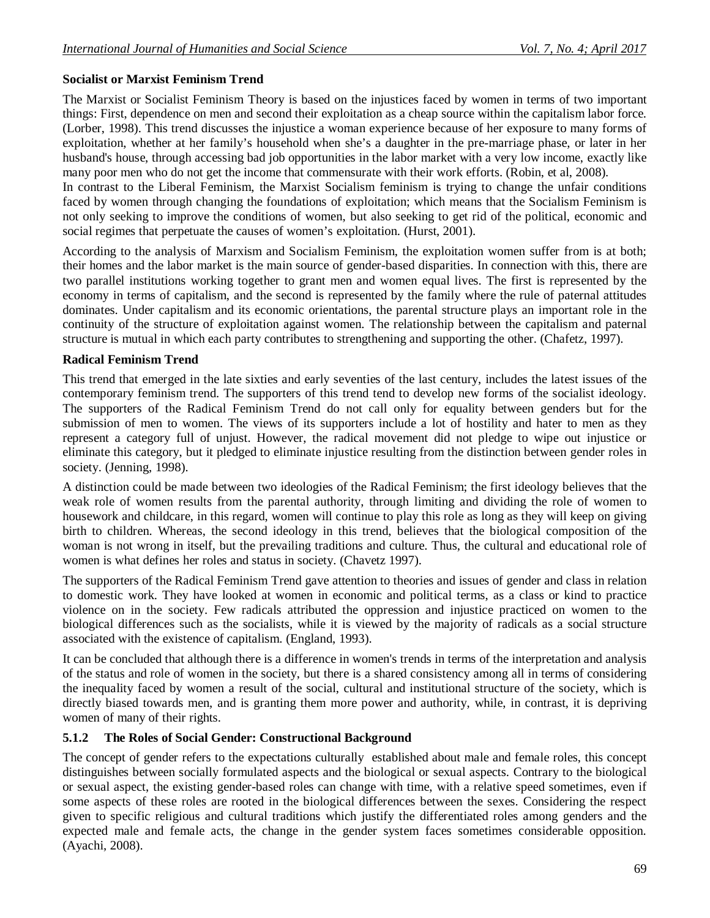**Socialist or Marxist Feminism Trend**

The Marxist or Socialist Feminism Theory is based on the injustices faced by women in terms of two important things: First, dependence on men and second their exploitation as a cheap source within the capitalism labor force. (Lorber, 1998). This trend discusses the injustice a woman experience because of her exposure to many forms of exploitation, whether at her family's household when she's a daughter in the pre-marriage phase, or later in her husband's house, through accessing bad job opportunities in the labor market with a very low income, exactly like many poor men who do not get the income that commensurate with their work efforts. (Robin, et al, 2008).

In contrast to the Liberal Feminism, the Marxist Socialism feminism is trying to change the unfair conditions faced by women through changing the foundations of exploitation; which means that the Socialism Feminism is not only seeking to improve the conditions of women, but also seeking to get rid of the political, economic and social regimes that perpetuate the causes of women's exploitation. (Hurst, 2001).

According to the analysis of Marxism and Socialism Feminism, the exploitation women suffer from is at both; their homes and the labor market is the main source of gender-based disparities. In connection with this, there are two parallel institutions working together to grant men and women equal lives. The first is represented by the economy in terms of capitalism, and the second is represented by the family where the rule of paternal attitudes dominates. Under capitalism and its economic orientations, the parental structure plays an important role in the continuity of the structure of exploitation against women. The relationship between the capitalism and paternal structure is mutual in which each party contributes to strengthening and supporting the other. (Chafetz, 1997).

**Radical Feminism Trend**

This trend that emerged in the late sixties and early seventies of the last century, includes the latest issues of the contemporary feminism trend. The supporters of this trend tend to develop new forms of the socialist ideology. The supporters of the Radical Feminism Trend do not call only for equality between genders but for the submission of men to women. The views of its supporters include a lot of hostility and hater to men as they represent a category full of unjust. However, the radical movement did not pledge to wipe out injustice or eliminate this category, but it pledged to eliminate injustice resulting from the distinction between gender roles in society. (Jenning, 1998).

A distinction could be made between two ideologies of the Radical Feminism; the first ideology believes that the weak role of women results from the parental authority, through limiting and dividing the role of women to housework and childcare, in this regard, women will continue to play this role as long as they will keep on giving birth to children. Whereas, the second ideology in this trend, believes that the biological composition of the woman is not wrong in itself, but the prevailing traditions and culture. Thus, the cultural and educational role of women is what defines her roles and status in society. (Chavetz 1997).

The supporters of the Radical Feminism Trend gave attention to theories and issues of gender and class in relation to domestic work. They have looked at women in economic and political terms, as a class or kind to practice violence on in the society. Few radicals attributed the oppression and injustice practiced on women to the biological differences such as the socialists, while it is viewed by the majority of radicals as a social structure associated with the existence of capitalism. (England, 1993).

It can be concluded that although there is a difference in women's trends in terms of the interpretation and analysis of the status and role of women in the society, but there is a shared consistency among all in terms of considering the inequality faced by women a result of the social, cultural and institutional structure of the society, which is directly biased towards men, and is granting them more power and authority, while, in contrast, it is depriving women of many of their rights.

### 5.1.2 The Roles of Social Gender: Constructional Background

The concept of gender refers to the expectations culturally established about male and female roles, this concept distinguishes between socially formulated aspects and the biological or sexual aspects. Contrary to the biological or sexual aspect, the existing gender-based roles can change with time, with a relative speed sometimes, even if some aspects of these roles are rooted in the biological differences between the sexes. Considering the respect given to specific religious and cultural traditions which justify the differentiated roles among genders and the expected male and female acts, the change in the gender system faces sometimes considerable opposition. (Ayachi, 2008).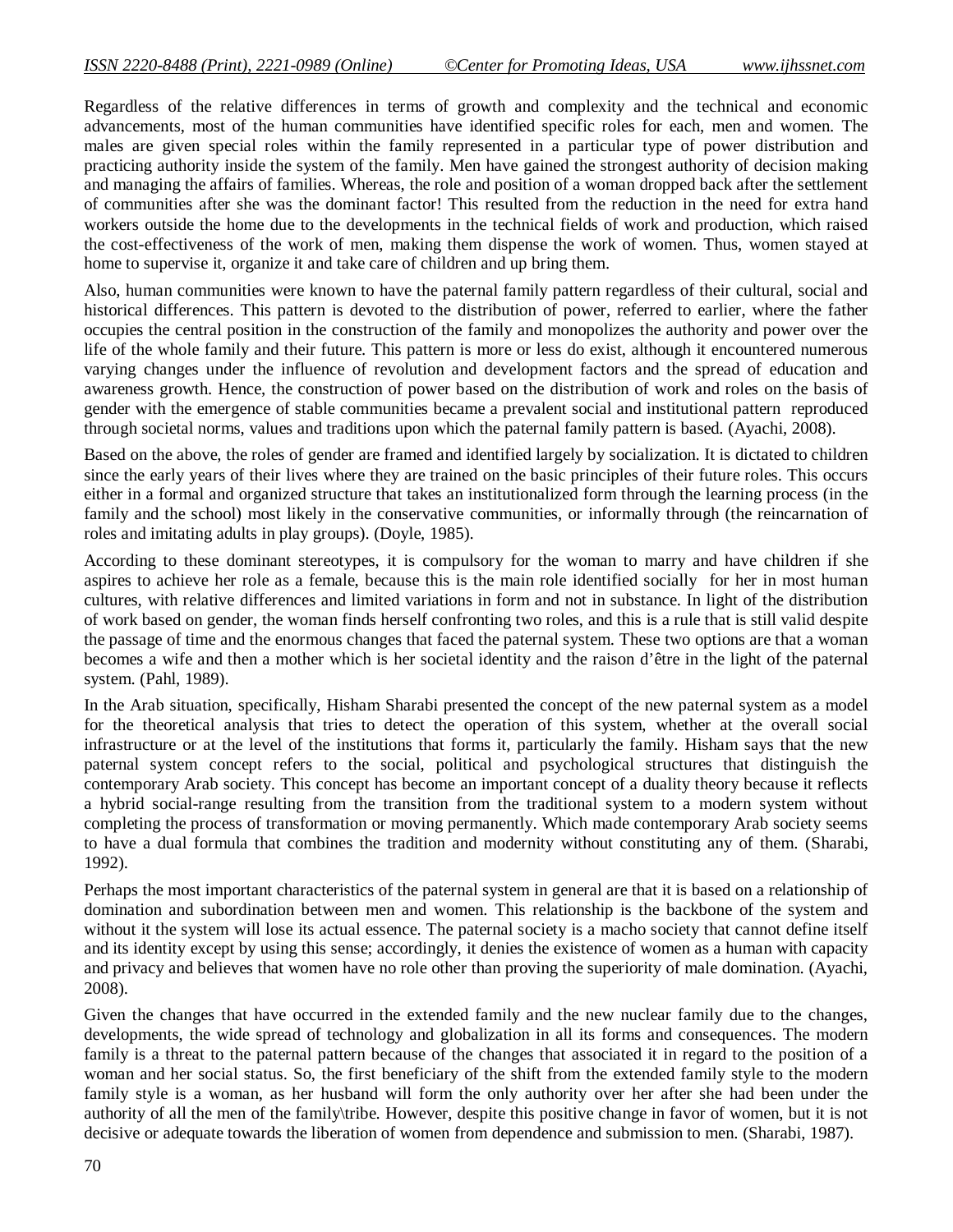Regardless of the relative differences in terms of growth and complexity and the technical and economic advancements, most of the human communities have identified specific roles for each, men and women. The males are given special roles within the family represented in a particular type of power distribution and practicing authority inside the system of the family. Men have gained the strongest authority of decision making and managing the affairs of families. Whereas, the role and position of a woman dropped back after the settlement of communities after she was the dominant factor! This resulted from the reduction in the need for extra hand workers outside the home due to the developments in the technical fields of work and production, which raised the cost-effectiveness of the work of men, making them dispense the work of women. Thus, women stayed at home to supervise it, organize it and take care of children and up bring them.

Also, human communities were known to have the paternal family pattern regardless of their cultural, social and historical differences. This pattern is devoted to the distribution of power, referred to earlier, where the father occupies the central position in the construction of the family and monopolizes the authority and power over the life of the whole family and their future. This pattern is more or less do exist, although it encountered numerous varying changes under the influence of revolution and development factors and the spread of education and awareness growth. Hence, the construction of power based on the distribution of work and roles on the basis of gender with the emergence of stable communities became a prevalent social and institutional pattern reproduced through societal norms, values and traditions upon which the paternal family pattern is based. (Ayachi, 2008).

Based on the above, the roles of gender are framed and identified largely by socialization. It is dictated to children since the early years of their lives where they are trained on the basic principles of their future roles. This occurs either in a formal and organized structure that takes an institutionalized form through the learning process (in the family and the school) most likely in the conservative communities, or informally through (the reincarnation of roles and imitating adults in play groups). (Doyle, 1985).

According to these dominant stereotypes, it is compulsory for the woman to marry and have children if she aspires to achieve her role as a female, because this is the main role identified socially for her in most human cultures, with relative differences and limited variations in form and not in substance. In light of the distribution of work based on gender, the woman finds herself confronting two roles, and this is a rule that is still valid despite the passage of time and the enormous changes that faced the paternal system. These two options are that a woman becomes a wife and then a mother which is her societal identity and the raison d'être in the light of the paternal system. (Pahl, 1989).

In the Arab situation, specifically, Hisham Sharabi presented the concept of the new paternal system as a model for the theoretical analysis that tries to detect the operation of this system, whether at the overall social infrastructure or at the level of the institutions that forms it, particularly the family. Hisham says that the new paternal system concept refers to the social, political and psychological structures that distinguish the contemporary Arab society. This concept has become an important concept of a duality theory because it reflects a hybrid social-range resulting from the transition from the traditional system to a modern system without completing the process of transformation or moving permanently. Which made contemporary Arab society seems to have a dual formula that combines the tradition and modernity without constituting any of them. (Sharabi, 1992).

Perhaps the most important characteristics of the paternal system in general are that it is based on a relationship of domination and subordination between men and women. This relationship is the backbone of the system and without it the system will lose its actual essence. The paternal society is a macho society that cannot define itself and its identity except by using this sense; accordingly, it denies the existence of women as a human with capacity and privacy and believes that women have no role other than proving the superiority of male domination. (Ayachi, 2008).

Given the changes that have occurred in the extended family and the new nuclear family due to the changes, developments, the wide spread of technology and globalization in all its forms and consequences. The modern family is a threat to the paternal pattern because of the changes that associated it in regard to the position of a woman and her social status. So, the first beneficiary of the shift from the extended family style to the modern family style is a woman, as her husband will form the only authority over her after she had been under the authority of all the men of the family\tribe. However, despite this positive change in favor of women, but it is not decisive or adequate towards the liberation of women from dependence and submission to men. (Sharabi, 1987).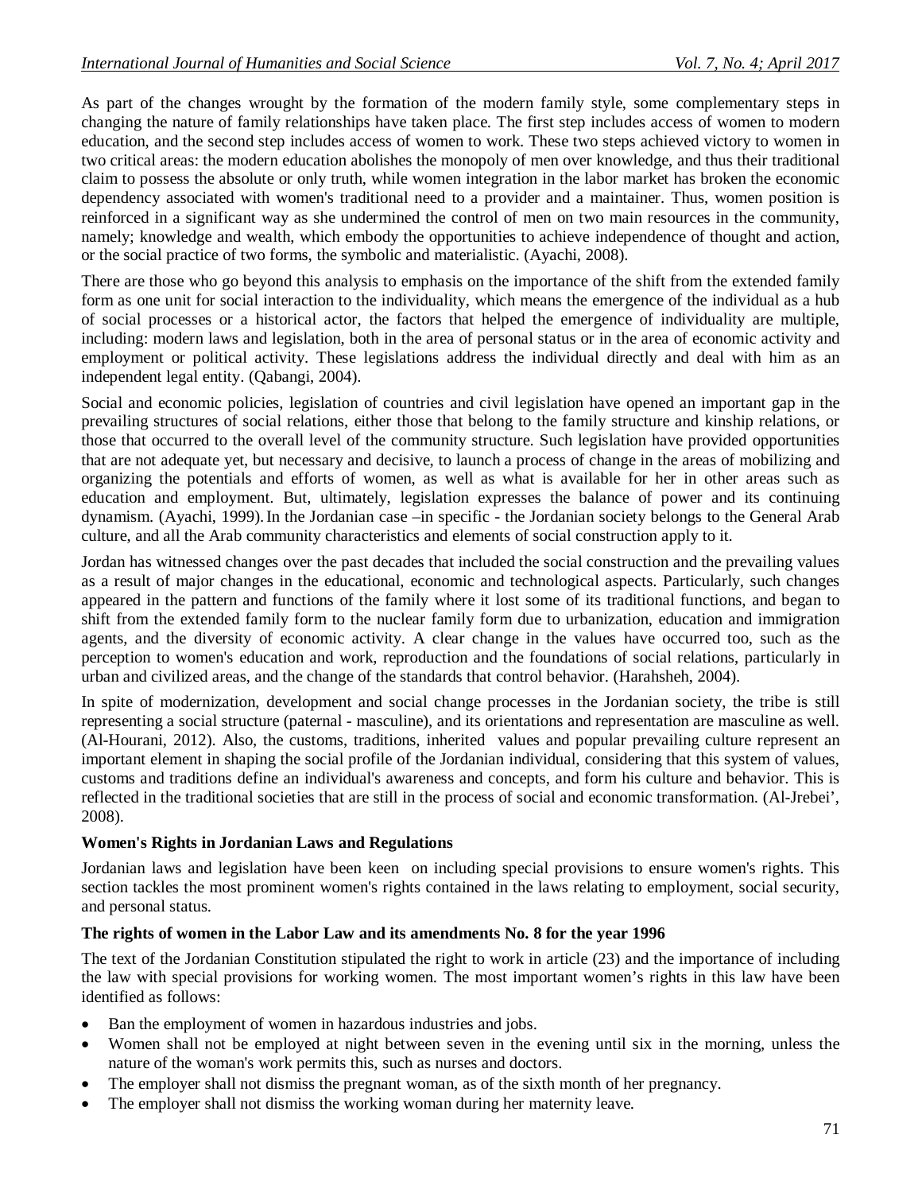As part of the changes wrought by the formation of the modern family style, some complementary steps in changing the nature of family relationships have taken place. The first step includes access of women to modern education, and the second step includes access of women to work. These two steps achieved victory to women in two critical areas: the modern education abolishes the monopoly of men over knowledge, and thus their traditional claim to possess the absolute or only truth, while women integration in the labor market has broken the economic dependency associated with women's traditional need to a provider and a maintainer. Thus, women position is reinforced in a significant way as she undermined the control of men on two main resources in the community, namely; knowledge and wealth, which embody the opportunities to achieve independence of thought and action, or the social practice of two forms, the symbolic and materialistic. (Ayachi, 2008).

There are those who go beyond this analysis to emphasis on the importance of the shift from the extended family form as one unit for social interaction to the individuality, which means the emergence of the individual as a hub of social processes or a historical actor, the factors that helped the emergence of individuality are multiple, including: modern laws and legislation, both in the area of personal status or in the area of economic activity and employment or political activity. These legislations address the individual directly and deal with him as an independent legal entity. (Qabangi, 2004).

Social and economic policies, legislation of countries and civil legislation have opened an important gap in the prevailing structures of social relations, either those that belong to the family structure and kinship relations, or those that occurred to the overall level of the community structure. Such legislation have provided opportunities that are not adequate yet, but necessary and decisive, to launch a process of change in the areas of mobilizing and organizing the potentials and efforts of women, as well as what is available for her in other areas such as education and employment. But, ultimately, legislation expresses the balance of power and its continuing dynamism. (Ayachi, 1999). In the Jordanian case –in specific - the Jordanian society belongs to the General Arab culture, and all the Arab community characteristics and elements of social construction apply to it.

Jordan has witnessed changes over the past decades that included the social construction and the prevailing values as a result of major changes in the educational, economic and technological aspects. Particularly, such changes appeared in the pattern and functions of the family where it lost some of its traditional functions, and began to shift from the extended family form to the nuclear family form due to urbanization, education and immigration agents, and the diversity of economic activity. A clear change in the values have occurred too, such as the perception to women's education and work, reproduction and the foundations of social relations, particularly in urban and civilized areas, and the change of the standards that control behavior. (Harahsheh, 2004).

In spite of modernization, development and social change processes in the Jordanian society, the tribe is still representing a social structure (paternal - masculine), and its orientations and representation are masculine as well. (Al-Hourani, 2012). Also, the customs, traditions, inherited values and popular prevailing culture represent an important element in shaping the social profile of the Jordanian individual, considering that this system of values, customs and traditions define an individual's awareness and concepts, and form his culture and behavior. This is reflected in the traditional societies that are still in the process of social and economic transformation. (Al-Jrebei', 2008).

**Women's Rights in Jordanian Laws and Regulations**

Jordanian laws and legislation have been keen on including special provisions to ensure women's rights. This section tackles the most prominent women's rights contained in the laws relating to employment, social security, and personal status.

**The rights of women in the Labor Law and its amendments No. 8 for the year 1996**

The text of the Jordanian Constitution stipulated the right to work in article (23) and the importance of including the law with special provisions for working women. The most important women's rights in this law have been identified as follows:

- Ban the employment of women in hazardous industries and jobs.
- Women shall not be employed at night between seven in the evening until six in the morning, unless the nature of the woman's work permits this, such as nurses and doctors.
- The employer shall not dismiss the pregnant woman, as of the sixth month of her pregnancy.
- The employer shall not dismiss the working woman during her maternity leave.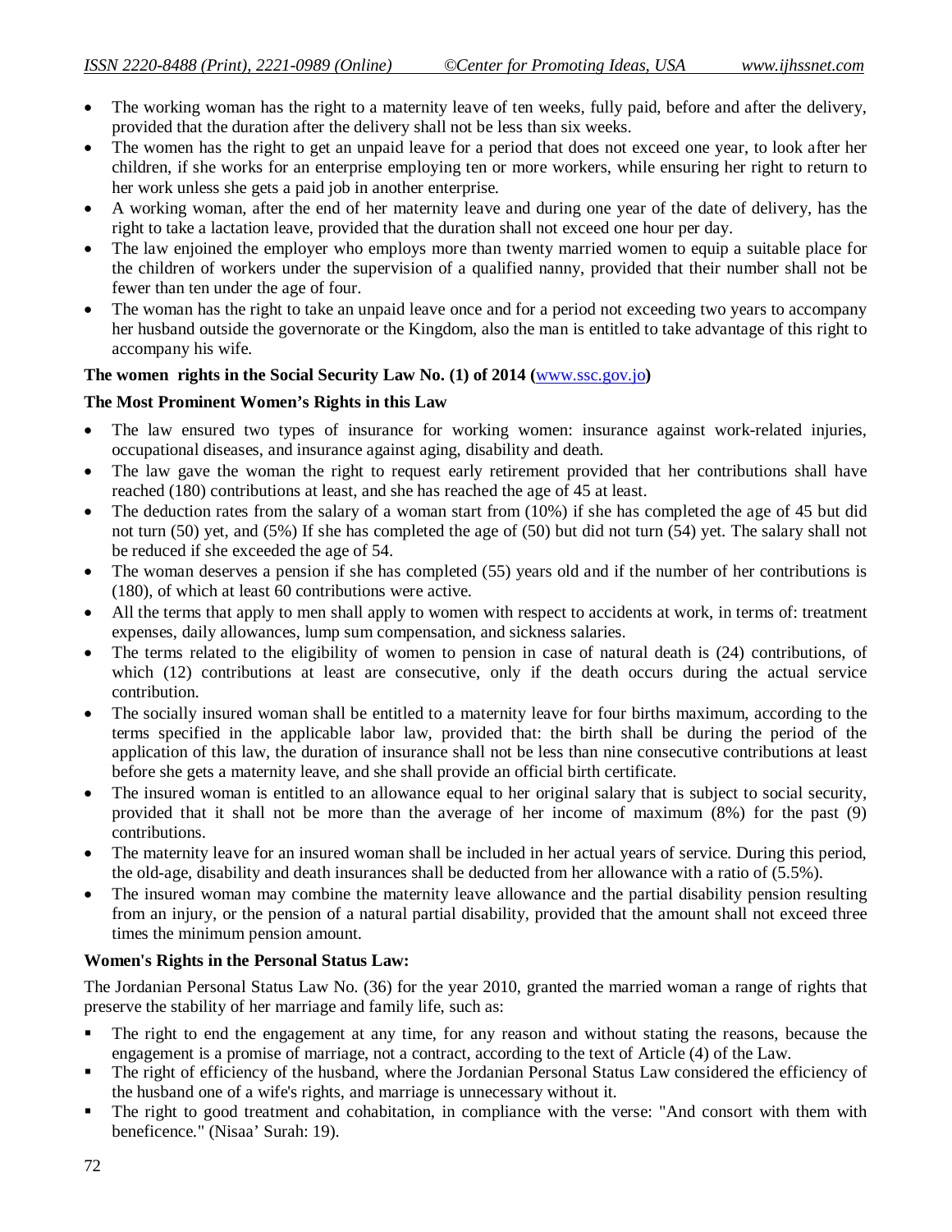- The working woman has the right to a maternity leave of ten weeks, fully paid, before and after the delivery, provided that the duration after the delivery shall not be less than six weeks.
- The women has the right to get an unpaid leave for a period that does not exceed one year, to look after her children, if she works for an enterprise employing ten or more workers, while ensuring her right to return to her work unless she gets a paid job in another enterprise.
- A working woman, after the end of her maternity leave and during one year of the date of delivery, has the right to take a lactation leave, provided that the duration shall not exceed one hour per day.
- The law enjoined the employer who employs more than twenty married women to equip a suitable place for the children of workers under the supervision of a qualified nanny, provided that their number shall not be fewer than ten under the age of four.
- The woman has the right to take an unpaid leave once and for a period not exceeding two years to accompany her husband outside the governorate or the Kingdom, also the man is entitled to take advantage of this right to accompany his wife.

**The women rights in the Social Security Law No. (1) of 2014 (www.ssc.gov.jo)**

**The Most Prominent Women's Rights in this Law**

- The law ensured two types of insurance for working women: insurance against work-related injuries, occupational diseases, and insurance against aging, disability and death.
- The law gave the woman the right to request early retirement provided that her contributions shall have reached (180) contributions at least, and she has reached the age of 45 at least.
- The deduction rates from the salary of a woman start from (10%) if she has completed the age of 45 but did not turn (50) yet, and (5%) If she has completed the age of (50) but did not turn (54) yet. The salary shall not be reduced if she exceeded the age of 54.
- The woman deserves a pension if she has completed (55) years old and if the number of her contributions is (180), of which at least 60 contributions were active.
- All the terms that apply to men shall apply to women with respect to accidents at work, in terms of: treatment expenses, daily allowances, lump sum compensation, and sickness salaries.
- The terms related to the eligibility of women to pension in case of natural death is (24) contributions, of which (12) contributions at least are consecutive, only if the death occurs during the actual service contribution.
- The socially insured woman shall be entitled to a maternity leave for four births maximum, according to the terms specified in the applicable labor law, provided that: the birth shall be during the period of the application of this law, the duration of insurance shall not be less than nine consecutive contributions at least before she gets a maternity leave, and she shall provide an official birth certificate.
- The insured woman is entitled to an allowance equal to her original salary that is subject to social security, provided that it shall not be more than the average of her income of maximum (8%) for the past (9) contributions.
- The maternity leave for an insured woman shall be included in her actual years of service. During this period, the old-age, disability and death insurances shall be deducted from her allowance with a ratio of (5.5%).
- The insured woman may combine the maternity leave allowance and the partial disability pension resulting from an injury, or the pension of a natural partial disability, provided that the amount shall not exceed three times the minimum pension amount.

**Women's Rights in the Personal Status Law:**

The Jordanian Personal Status Law No. (36) for the year 2010, granted the married woman a range of rights that preserve the stability of her marriage and family life, such as:

- The right to end the engagement at any time, for any reason and without stating the reasons, because the engagement is a promise of marriage, not a contract, according to the text of Article (4) of the Law.
- The right of efficiency of the husband, where the Jordanian Personal Status Law considered the efficiency of the husband one of a wife's rights, and marriage is unnecessary without it.
- The right to good treatment and cohabitation, in compliance with the verse: "And consort with them with beneficence." (Nisaa' Surah: 19).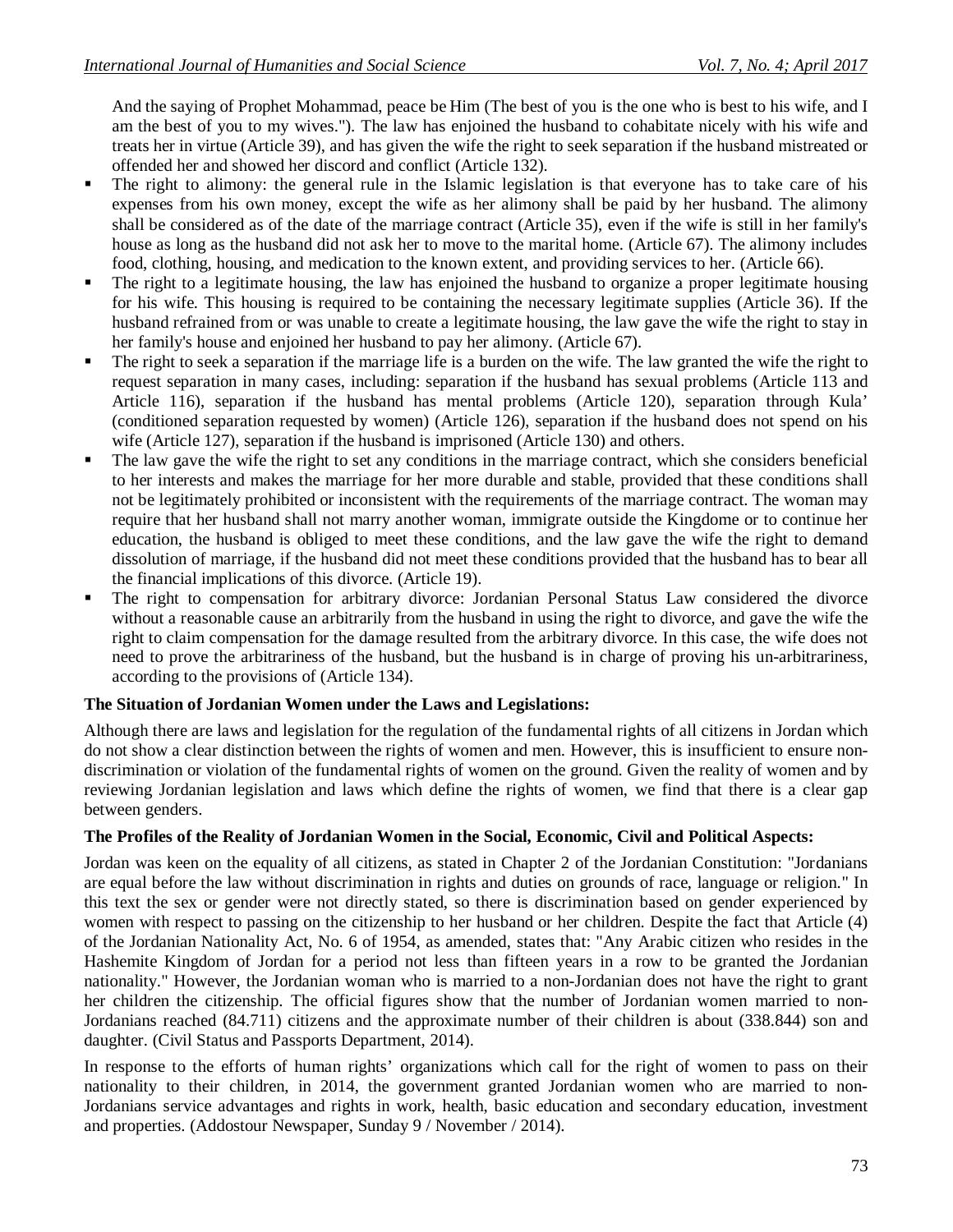And the saying of Prophet Mohammad, peace be Him (The best of you is the one who is best to his wife, and I am the best of you to my wives."). The law has enjoined the husband to cohabitate nicely with his wife and treats her in virtue (Article 39), and has given the wife the right to seek separation if the husband mistreated or offended her and showed her discord and conflict (Article 132).

- The right to alimony: the general rule in the Islamic legislation is that everyone has to take care of his expenses from his own money, except the wife as her alimony shall be paid by her husband. The alimony shall be considered as of the date of the marriage contract (Article 35), even if the wife is still in her family's house as long as the husband did not ask her to move to the marital home. (Article 67). The alimony includes food, clothing, housing, and medication to the known extent, and providing services to her. (Article 66).
- The right to a legitimate housing, the law has enjoined the husband to organize a proper legitimate housing for his wife. This housing is required to be containing the necessary legitimate supplies (Article 36). If the husband refrained from or was unable to create a legitimate housing, the law gave the wife the right to stay in her family's house and enjoined her husband to pay her alimony. (Article 67).
- The right to seek a separation if the marriage life is a burden on the wife. The law granted the wife the right to request separation in many cases, including: separation if the husband has sexual problems (Article 113 and Article 116), separation if the husband has mental problems (Article 120), separation through Kula' (conditioned separation requested by women) (Article 126), separation if the husband does not spend on his wife (Article 127), separation if the husband is imprisoned (Article 130) and others.
- The law gave the wife the right to set any conditions in the marriage contract, which she considers beneficial to her interests and makes the marriage for her more durable and stable, provided that these conditions shall not be legitimately prohibited or inconsistent with the requirements of the marriage contract. The woman may require that her husband shall not marry another woman, immigrate outside the Kingdome or to continue her education, the husband is obliged to meet these conditions, and the law gave the wife the right to demand dissolution of marriage, if the husband did not meet these conditions provided that the husband has to bear all the financial implications of this divorce. (Article 19).
- The right to compensation for arbitrary divorce: Jordanian Personal Status Law considered the divorce without a reasonable cause an arbitrarily from the husband in using the right to divorce, and gave the wife the right to claim compensation for the damage resulted from the arbitrary divorce. In this case, the wife does not need to prove the arbitrariness of the husband, but the husband is in charge of proving his un-arbitrariness, according to the provisions of (Article 134).

**The Situation of Jordanian Women under the Laws and Legislations:**

Although there are laws and legislation for the regulation of the fundamental rights of all citizens in Jordan which do not show a clear distinction between the rights of women and men. However, this is insufficient to ensure non-discrimination or violation of the fundamental rights of women on the ground. Given the reality of women and by reviewing Jordanian legislation and laws which define the rights of women, we find that there is a clear gap between genders.

**The Profiles of the Reality of Jordanian Women in the Social, Economic, Civil and Political Aspects:**

Jordan was keen on the equality of all citizens, as stated in Chapter 2 of the Jordanian Constitution: "Jordanians are equal before the law without discrimination in rights and duties on grounds of race, language or religion." In this text the sex or gender were not directly stated, so there is discrimination based on gender experienced by women with respect to passing on the citizenship to her husband or her children. Despite the fact that Article (4) of the Jordanian Nationality Act, No. 6 of 1954, as amended, states that: "Any Arabic citizen who resides in the Hashemite Kingdom of Jordan for a period not less than fifteen years in a row to be granted the Jordanian nationality." However, the Jordanian woman who is married to a non-Jordanian does not have the right to grant her children the citizenship. The official figures show that the number of Jordanian women married to non-Jordanians reached (84.711) citizens and the approximate number of their children is about (338.844) son and daughter. (Civil Status and Passports Department, 2014).

In response to the efforts of human rights' organizations which call for the right of women to pass on their nationality to their children, in 2014, the government granted Jordanian women who are married to non-Jordanians service advantages and rights in work, health, basic education and secondary education, investment and properties. (Addostour Newspaper, Sunday 9 / November / 2014).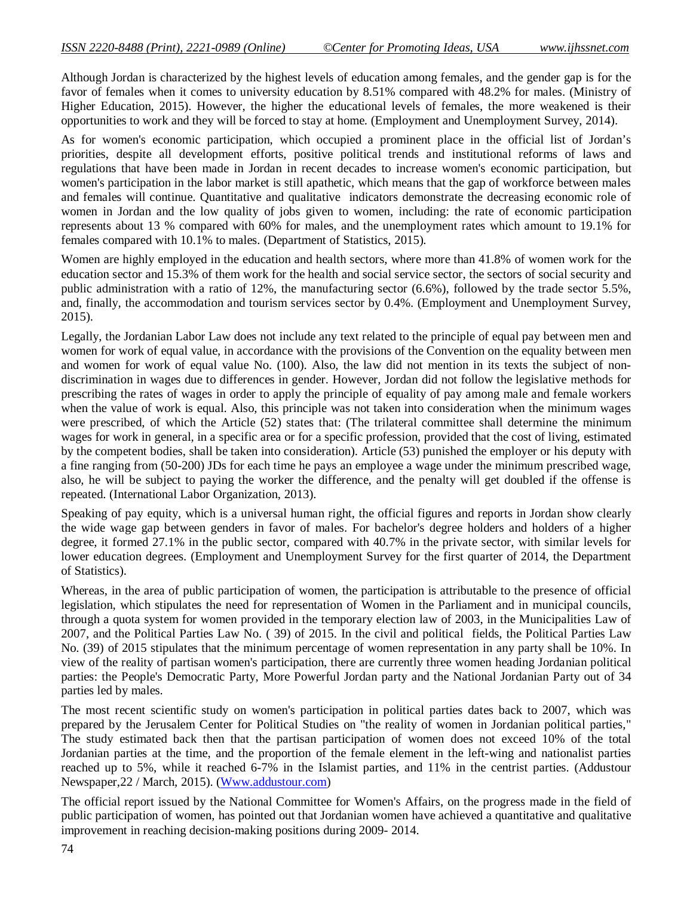Although Jordan is characterized by the highest levels of education among females, and the gender gap is for the favor of females when it comes to university education by 8.51% compared with 48.2% for males. (Ministry of Higher Education, 2015). However, the higher the educational levels of females, the more weakened is their opportunities to work and they will be forced to stay at home. (Employment and Unemployment Survey, 2014).

As for women's economic participation, which occupied a prominent place in the official list of Jordan's priorities, despite all development efforts, positive political trends and institutional reforms of laws and regulations that have been made in Jordan in recent decades to increase women's economic participation, but women's participation in the labor market is still apathetic, which means that the gap of workforce between males and females will continue. Quantitative and qualitative indicators demonstrate the decreasing economic role of women in Jordan and the low quality of jobs given to women, including: the rate of economic participation represents about 13 % compared with 60% for males, and the unemployment rates which amount to 19.1% for females compared with 10.1% to males. (Department of Statistics, 2015).

Women are highly employed in the education and health sectors, where more than 41.8% of women work for the education sector and 15.3% of them work for the health and social service sector, the sectors of social security and public administration with a ratio of 12%, the manufacturing sector (6.6%), followed by the trade sector 5.5%, and, finally, the accommodation and tourism services sector by 0.4%. (Employment and Unemployment Survey, 2015).

Legally, the Jordanian Labor Law does not include any text related to the principle of equal pay between men and women for work of equal value, in accordance with the provisions of the Convention on the equality between men and women for work of equal value No. (100). Also, the law did not mention in its texts the subject of non-discrimination in wages due to differences in gender. However, Jordan did not follow the legislative methods for prescribing the rates of wages in order to apply the principle of equality of pay among male and female workers when the value of work is equal. Also, this principle was not taken into consideration when the minimum wages were prescribed, of which the Article (52) states that: (The trilateral committee shall determine the minimum wages for work in general, in a specific area or for a specific profession, provided that the cost of living, estimated by the competent bodies, shall be taken into consideration). Article (53) punished the employer or his deputy with a fine ranging from (50-200) JDs for each time he pays an employee a wage under the minimum prescribed wage, also, he will be subject to paying the worker the difference, and the penalty will get doubled if the offense is repeated. (International Labor Organization, 2013).

Speaking of pay equity, which is a universal human right, the official figures and reports in Jordan show clearly the wide wage gap between genders in favor of males. For bachelor's degree holders and holders of a higher degree, it formed 27.1% in the public sector, compared with 40.7% in the private sector, with similar levels for lower education degrees. (Employment and Unemployment Survey for the first quarter of 2014, the Department of Statistics).

Whereas, in the area of public participation of women, the participation is attributable to the presence of official legislation, which stipulates the need for representation of Women in the Parliament and in municipal councils, through a quota system for women provided in the temporary election law of 2003, in the Municipalities Law of 2007, and the Political Parties Law No. ( 39) of 2015. In the civil and political fields, the Political Parties Law No. (39) of 2015 stipulates that the minimum percentage of women representation in any party shall be 10%. In view of the reality of partisan women's participation, there are currently three women heading Jordanian political parties: the People's Democratic Party, More Powerful Jordan party and the National Jordanian Party out of 34 parties led by males.

The most recent scientific study on women's participation in political parties dates back to 2007, which was prepared by the Jerusalem Center for Political Studies on "the reality of women in Jordanian political parties," The study estimated back then that the partisan participation of women does not exceed 10% of the total Jordanian parties at the time, and the proportion of the female element in the left-wing and nationalist parties reached up to 5%, while it reached 6-7% in the Islamist parties, and 11% in the centrist parties. (Addustour Newspaper,22 / March, 2015). (Www.addustour.com)

The official report issued by the National Committee for Women's Affairs, on the progress made in the field of public participation of women, has pointed out that Jordanian women have achieved a quantitative and qualitative improvement in reaching decision-making positions during 2009- 2014.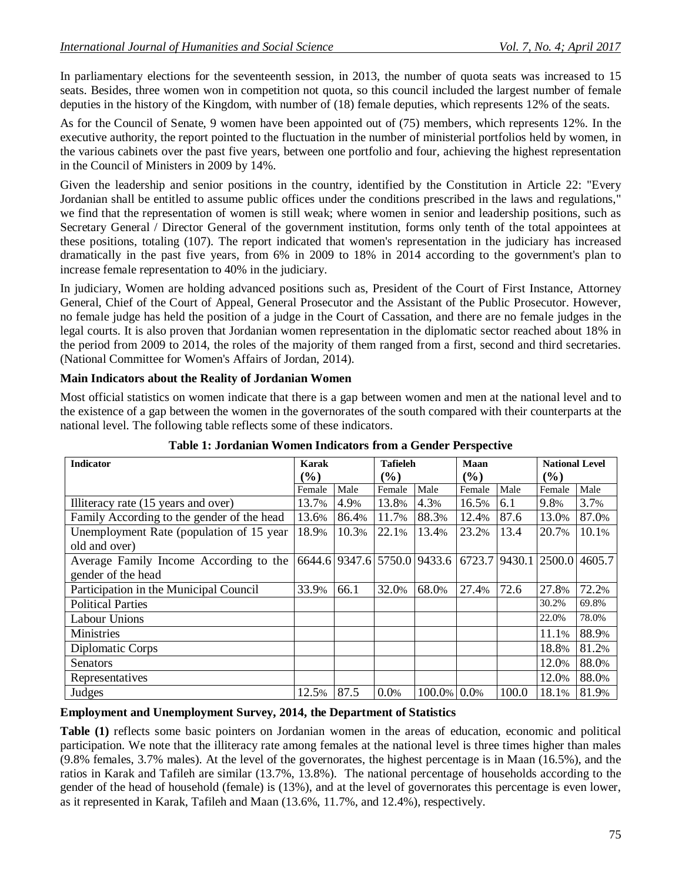In parliamentary elections for the seventeenth session, in 2013, the number of quota seats was increased to 15 seats. Besides, three women won in competition not quota, so this council included the largest number of female deputies in the history of the Kingdom, with number of (18) female deputies, which represents 12% of the seats.

As for the Council of Senate, 9 women have been appointed out of (75) members, which represents 12%. In the executive authority, the report pointed to the fluctuation in the number of ministerial portfolios held by women, in the various cabinets over the past five years, between one portfolio and four, achieving the highest representation in the Council of Ministers in 2009 by 14%.

Given the leadership and senior positions in the country, identified by the Constitution in Article 22: "Every Jordanian shall be entitled to assume public offices under the conditions prescribed in the laws and regulations," we find that the representation of women is still weak; where women in senior and leadership positions, such as Secretary General / Director General of the government institution, forms only tenth of the total appointees at these positions, totaling (107). The report indicated that women's representation in the judiciary has increased dramatically in the past five years, from 6% in 2009 to 18% in 2014 according to the government's plan to increase female representation to 40% in the judiciary.

In judiciary, Women are holding advanced positions such as, President of the Court of First Instance, Attorney General, Chief of the Court of Appeal, General Prosecutor and the Assistant of the Public Prosecutor. However, no female judge has held the position of a judge in the Court of Cassation, and there are no female judges in the legal courts. It is also proven that Jordanian women representation in the diplomatic sector reached about 18% in the period from 2009 to 2014, the roles of the majority of them ranged from a first, second and third secretaries. (National Committee for Women's Affairs of Jordan, 2014).

**Main Indicators about the Reality of Jordanian Women**

Most official statistics on women indicate that there is a gap between women and men at the national level and to the existence of a gap between the women in the governorates of the south compared with their counterparts at the national level. The following table reflects some of these indicators.

**Table 1: Jordanian Women Indicators from a Gender Perspective**

| Indicator | Karak (%) | | Tafieleh (%) | | Maan (%) | | National Level (%) | |
|---|---|---|---|---|---|---|---|---|
| | Female | Male | Female | Male | Female | Male | Female | Male |
| Illiteracy rate (15 years and over) | 13.7% | 4.9% | 13.8% | 4.3% | 16.5% | 6.1 | 9.8% | 3.7% |
| Family According to the gender of the head | 13.6% | 86.4% | 11.7% | 88.3% | 12.4% | 87.6 | 13.0% | 87.0% |
| Unemployment Rate (population of 15 year old and over) | 18.9% | 10.3% | 22.1% | 13.4% | 23.2% | 13.4 | 20.7% | 10.1% |
| Average Family Income According to the gender of the head | 6644.6 | 9347.6 | 5750.0 | 9433.6 | 6723.7 | 9430.1 | 2500.0 | 4605.7 |
| Participation in the Municipal Council | 33.9% | 66.1 | 32.0% | 68.0% | 27.4% | 72.6 | 27.8% | 72.2% |
| Political Parties | | | | | | | 30.2% | 69.8% |
| Labour Unions | | | | | | | 22.0% | 78.0% |
| Ministries | | | | | | | 11.1% | 88.9% |
| Diplomatic Corps | | | | | | | 18.8% | 81.2% |
| Senators | | | | | | | 12.0% | 88.0% |
| Representatives | | | | | | | 12.0% | 88.0% |
| Judges | 12.5% | 87.5 | 0.0% | 100.0% | 0.0% | 100.0 | 18.1% | 81.9% |

**Employment and Unemployment Survey, 2014, the Department of Statistics**

**Table (1)** reflects some basic pointers on Jordanian women in the areas of education, economic and political participation. We note that the illiteracy rate among females at the national level is three times higher than males (9.8% females, 3.7% males). At the level of the governorates, the highest percentage is in Maan (16.5%), and the ratios in Karak and Tafileh are similar (13.7%, 13.8%). The national percentage of households according to the gender of the head of household (female) is (13%), and at the level of governorates this percentage is even lower, as it represented in Karak, Tafileh and Maan (13.6%, 11.7%, and 12.4%), respectively.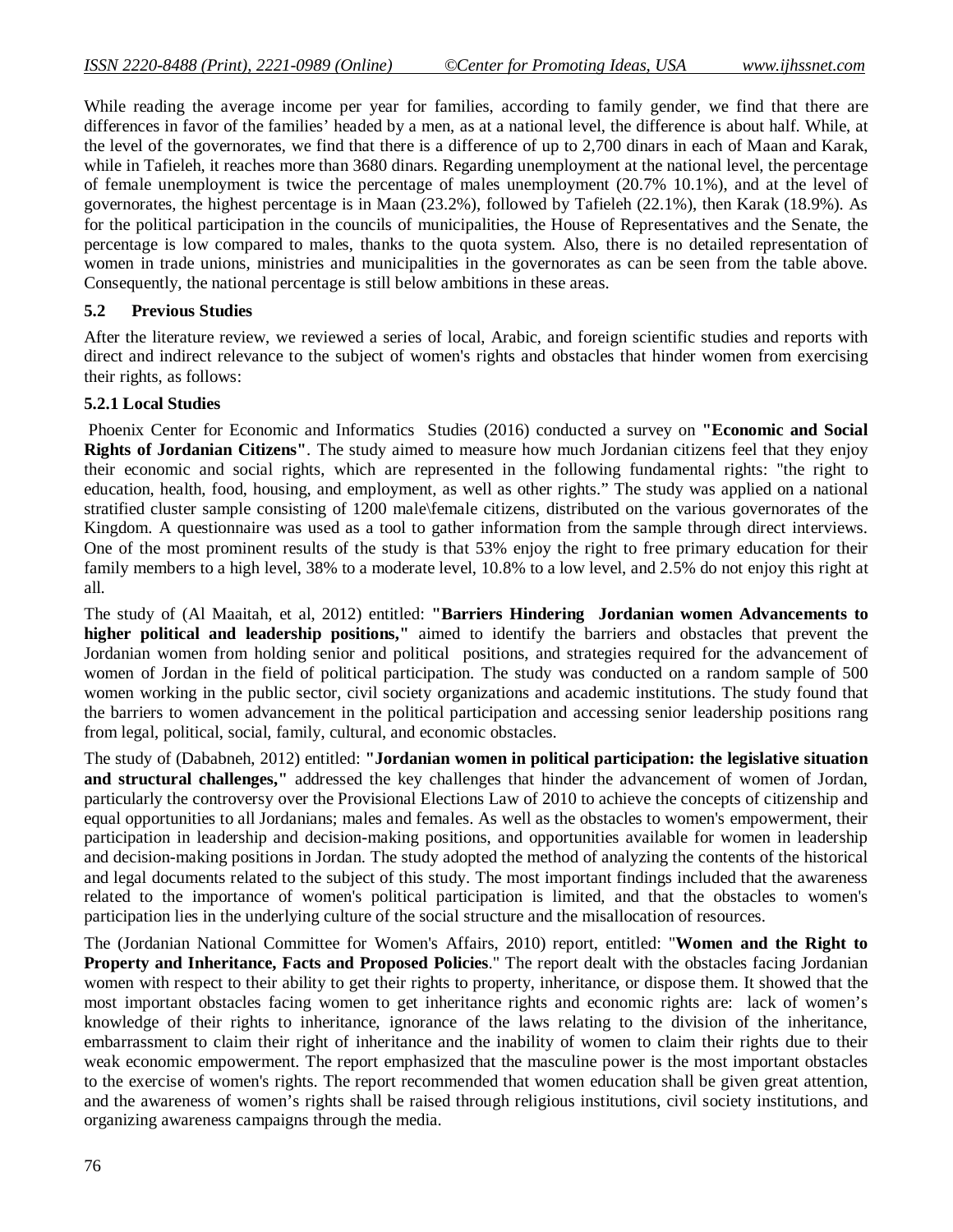While reading the average income per year for families, according to family gender, we find that there are differences in favor of the families' headed by a men, as at a national level, the difference is about half. While, at the level of the governorates, we find that there is a difference of up to 2,700 dinars in each of Maan and Karak, while in Tafieleh, it reaches more than 3680 dinars. Regarding unemployment at the national level, the percentage of female unemployment is twice the percentage of males unemployment (20.7% 10.1%), and at the level of governorates, the highest percentage is in Maan (23.2%), followed by Tafieleh (22.1%), then Karak (18.9%). As for the political participation in the councils of municipalities, the House of Representatives and the Senate, the percentage is low compared to males, thanks to the quota system. Also, there is no detailed representation of women in trade unions, ministries and municipalities in the governorates as can be seen from the table above. Consequently, the national percentage is still below ambitions in these areas.

### 5.2 Previous Studies

After the literature review, we reviewed a series of local, Arabic, and foreign scientific studies and reports with direct and indirect relevance to the subject of women's rights and obstacles that hinder women from exercising their rights, as follows:

#### 5.2.1 Local Studies

Phoenix Center for Economic and Informatics Studies (2016) conducted a survey on **"Economic and Social Rights of Jordanian Citizens"**. The study aimed to measure how much Jordanian citizens feel that they enjoy their economic and social rights, which are represented in the following fundamental rights: "the right to education, health, food, housing, and employment, as well as other rights." The study was applied on a national stratified cluster sample consisting of 1200 male\female citizens, distributed on the various governorates of the Kingdom. A questionnaire was used as a tool to gather information from the sample through direct interviews. One of the most prominent results of the study is that 53% enjoy the right to free primary education for their family members to a high level, 38% to a moderate level, 10.8% to a low level, and 2.5% do not enjoy this right at all.

The study of (Al Maaitah, et al, 2012) entitled: **"Barriers Hindering Jordanian women Advancements to higher political and leadership positions,"** aimed to identify the barriers and obstacles that prevent the Jordanian women from holding senior and political positions, and strategies required for the advancement of women of Jordan in the field of political participation. The study was conducted on a random sample of 500 women working in the public sector, civil society organizations and academic institutions. The study found that the barriers to women advancement in the political participation and accessing senior leadership positions rang from legal, political, social, family, cultural, and economic obstacles.

The study of (Dababneh, 2012) entitled: **"Jordanian women in political participation: the legislative situation and structural challenges,"** addressed the key challenges that hinder the advancement of women of Jordan, particularly the controversy over the Provisional Elections Law of 2010 to achieve the concepts of citizenship and equal opportunities to all Jordanians; males and females. As well as the obstacles to women's empowerment, their participation in leadership and decision-making positions, and opportunities available for women in leadership and decision-making positions in Jordan. The study adopted the method of analyzing the contents of the historical and legal documents related to the subject of this study. The most important findings included that the awareness related to the importance of women's political participation is limited, and that the obstacles to women's participation lies in the underlying culture of the social structure and the misallocation of resources.

The (Jordanian National Committee for Women's Affairs, 2010) report, entitled: "**Women and the Right to Property and Inheritance, Facts and Proposed Policies**." The report dealt with the obstacles facing Jordanian women with respect to their ability to get their rights to property, inheritance, or dispose them. It showed that the most important obstacles facing women to get inheritance rights and economic rights are: lack of women's knowledge of their rights to inheritance, ignorance of the laws relating to the division of the inheritance, embarrassment to claim their right of inheritance and the inability of women to claim their rights due to their weak economic empowerment. The report emphasized that the masculine power is the most important obstacles to the exercise of women's rights. The report recommended that women education shall be given great attention, and the awareness of women's rights shall be raised through religious institutions, civil society institutions, and organizing awareness campaigns through the media.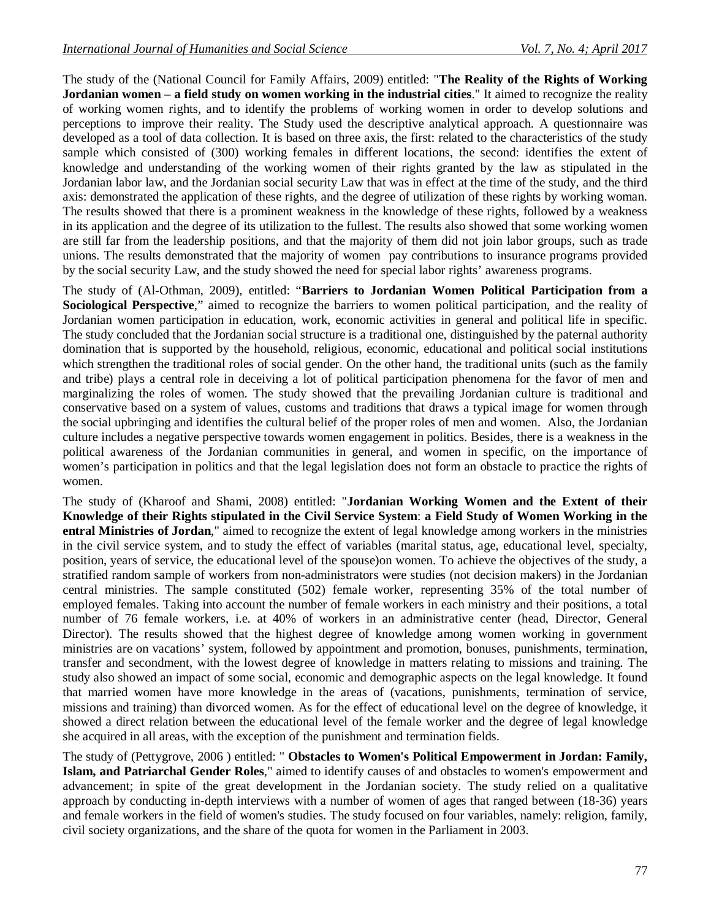The study of the (National Council for Family Affairs, 2009) entitled: "**The Reality of the Rights of Working Jordanian women** – **a field study on women working in the industrial cities**." It aimed to recognize the reality of working women rights, and to identify the problems of working women in order to develop solutions and perceptions to improve their reality. The Study used the descriptive analytical approach. A questionnaire was developed as a tool of data collection. It is based on three axis, the first: related to the characteristics of the study sample which consisted of (300) working females in different locations, the second: identifies the extent of knowledge and understanding of the working women of their rights granted by the law as stipulated in the Jordanian labor law, and the Jordanian social security Law that was in effect at the time of the study, and the third axis: demonstrated the application of these rights, and the degree of utilization of these rights by working woman. The results showed that there is a prominent weakness in the knowledge of these rights, followed by a weakness in its application and the degree of its utilization to the fullest. The results also showed that some working women are still far from the leadership positions, and that the majority of them did not join labor groups, such as trade unions. The results demonstrated that the majority of women pay contributions to insurance programs provided by the social security Law, and the study showed the need for special labor rights' awareness programs.

The study of (Al-Othman, 2009), entitled: "**Barriers to Jordanian Women Political Participation from a Sociological Perspective**," aimed to recognize the barriers to women political participation, and the reality of Jordanian women participation in education, work, economic activities in general and political life in specific. The study concluded that the Jordanian social structure is a traditional one, distinguished by the paternal authority domination that is supported by the household, religious, economic, educational and political social institutions which strengthen the traditional roles of social gender. On the other hand, the traditional units (such as the family and tribe) plays a central role in deceiving a lot of political participation phenomena for the favor of men and marginalizing the roles of women. The study showed that the prevailing Jordanian culture is traditional and conservative based on a system of values, customs and traditions that draws a typical image for women through the social upbringing and identifies the cultural belief of the proper roles of men and women. Also, the Jordanian culture includes a negative perspective towards women engagement in politics. Besides, there is a weakness in the political awareness of the Jordanian communities in general, and women in specific, on the importance of women's participation in politics and that the legal legislation does not form an obstacle to practice the rights of women.

The study of (Kharoof and Shami, 2008) entitled: "**Jordanian Working Women and the Extent of their Knowledge of their Rights stipulated in the Civil Service System**: **a Field Study of Women Working in the entral Ministries of Jordan**," aimed to recognize the extent of legal knowledge among workers in the ministries in the civil service system, and to study the effect of variables (marital status, age, educational level, specialty, position, years of service, the educational level of the spouse)on women. To achieve the objectives of the study, a stratified random sample of workers from non-administrators were studies (not decision makers) in the Jordanian central ministries. The sample constituted (502) female worker, representing 35% of the total number of employed females. Taking into account the number of female workers in each ministry and their positions, a total number of 76 female workers, i.e. at 40% of workers in an administrative center (head, Director, General Director). The results showed that the highest degree of knowledge among women working in government ministries are on vacations' system, followed by appointment and promotion, bonuses, punishments, termination, transfer and secondment, with the lowest degree of knowledge in matters relating to missions and training. The study also showed an impact of some social, economic and demographic aspects on the legal knowledge. It found that married women have more knowledge in the areas of (vacations, punishments, termination of service, missions and training) than divorced women. As for the effect of educational level on the degree of knowledge, it showed a direct relation between the educational level of the female worker and the degree of legal knowledge she acquired in all areas, with the exception of the punishment and termination fields.

The study of (Pettygrove, 2006 ) entitled: " **Obstacles to Women's Political Empowerment in Jordan: Family, Islam, and Patriarchal Gender Roles**," aimed to identify causes of and obstacles to women's empowerment and advancement; in spite of the great development in the Jordanian society. The study relied on a qualitative approach by conducting in-depth interviews with a number of women of ages that ranged between (18-36) years and female workers in the field of women's studies. The study focused on four variables, namely: religion, family, civil society organizations, and the share of the quota for women in the Parliament in 2003.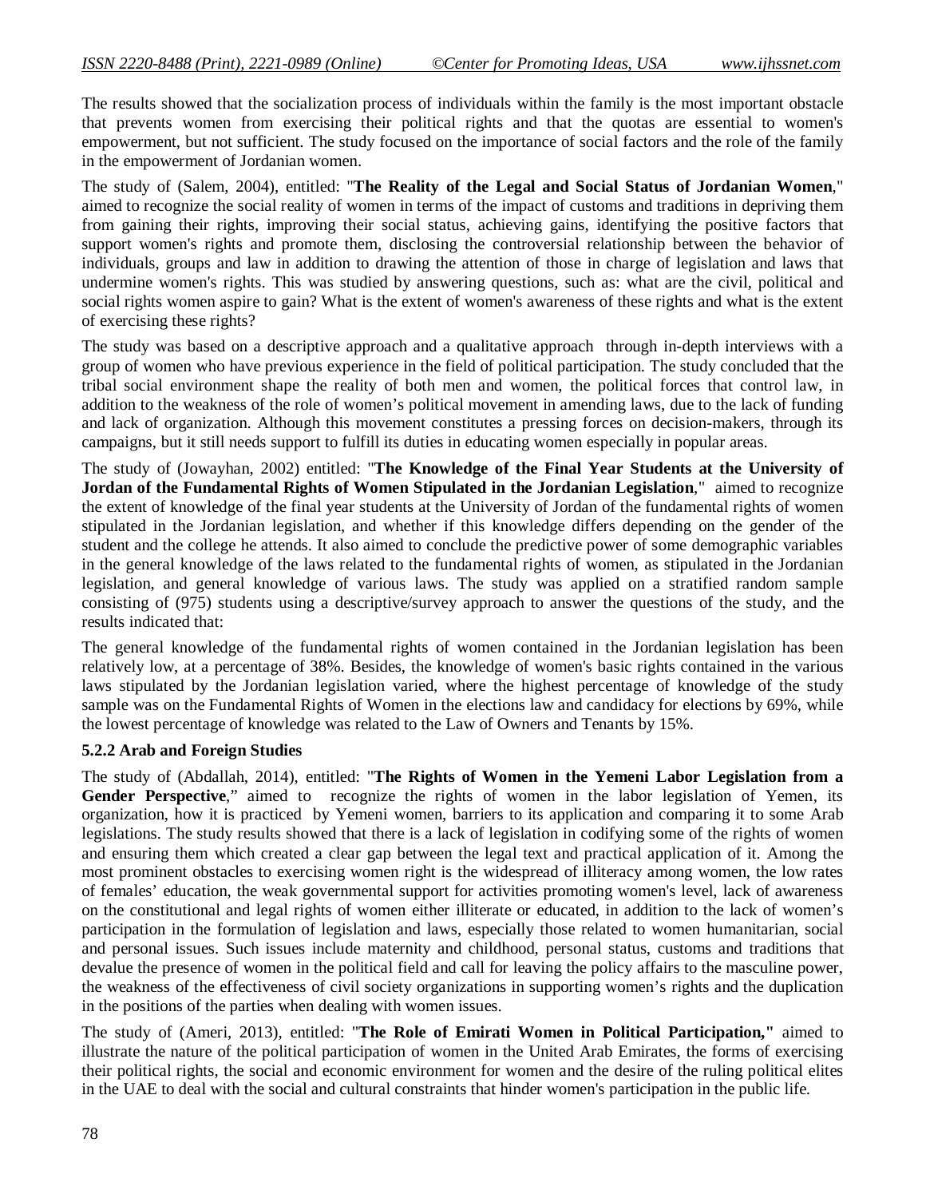The results showed that the socialization process of individuals within the family is the most important obstacle that prevents women from exercising their political rights and that the quotas are essential to women's empowerment, but not sufficient. The study focused on the importance of social factors and the role of the family in the empowerment of Jordanian women.

The study of (Salem, 2004), entitled: "**The Reality of the Legal and Social Status of Jordanian Women**," aimed to recognize the social reality of women in terms of the impact of customs and traditions in depriving them from gaining their rights, improving their social status, achieving gains, identifying the positive factors that support women's rights and promote them, disclosing the controversial relationship between the behavior of individuals, groups and law in addition to drawing the attention of those in charge of legislation and laws that undermine women's rights. This was studied by answering questions, such as: what are the civil, political and social rights women aspire to gain? What is the extent of women's awareness of these rights and what is the extent of exercising these rights?

The study was based on a descriptive approach and a qualitative approach through in-depth interviews with a group of women who have previous experience in the field of political participation. The study concluded that the tribal social environment shape the reality of both men and women, the political forces that control law, in addition to the weakness of the role of women's political movement in amending laws, due to the lack of funding and lack of organization. Although this movement constitutes a pressing forces on decision-makers, through its campaigns, but it still needs support to fulfill its duties in educating women especially in popular areas.

The study of (Jowayhan, 2002) entitled: "**The Knowledge of the Final Year Students at the University of Jordan of the Fundamental Rights of Women Stipulated in the Jordanian Legislation**," aimed to recognize the extent of knowledge of the final year students at the University of Jordan of the fundamental rights of women stipulated in the Jordanian legislation, and whether if this knowledge differs depending on the gender of the student and the college he attends. It also aimed to conclude the predictive power of some demographic variables in the general knowledge of the laws related to the fundamental rights of women, as stipulated in the Jordanian legislation, and general knowledge of various laws. The study was applied on a stratified random sample consisting of (975) students using a descriptive/survey approach to answer the questions of the study, and the results indicated that:

The general knowledge of the fundamental rights of women contained in the Jordanian legislation has been relatively low, at a percentage of 38%. Besides, the knowledge of women's basic rights contained in the various laws stipulated by the Jordanian legislation varied, where the highest percentage of knowledge of the study sample was on the Fundamental Rights of Women in the elections law and candidacy for elections by 69%, while the lowest percentage of knowledge was related to the Law of Owners and Tenants by 15%.

### 5.2.2 Arab and Foreign Studies

The study of (Abdallah, 2014), entitled: "**The Rights of Women in the Yemeni Labor Legislation from a Gender Perspective**," aimed to recognize the rights of women in the labor legislation of Yemen, its organization, how it is practiced by Yemeni women, barriers to its application and comparing it to some Arab legislations. The study results showed that there is a lack of legislation in codifying some of the rights of women and ensuring them which created a clear gap between the legal text and practical application of it. Among the most prominent obstacles to exercising women right is the widespread of illiteracy among women, the low rates of females' education, the weak governmental support for activities promoting women's level, lack of awareness on the constitutional and legal rights of women either illiterate or educated, in addition to the lack of women's participation in the formulation of legislation and laws, especially those related to women humanitarian, social and personal issues. Such issues include maternity and childhood, personal status, customs and traditions that devalue the presence of women in the political field and call for leaving the policy affairs to the masculine power, the weakness of the effectiveness of civil society organizations in supporting women's rights and the duplication in the positions of the parties when dealing with women issues.

The study of (Ameri, 2013), entitled: "**The Role of Emirati Women in Political Participation,**" aimed to illustrate the nature of the political participation of women in the United Arab Emirates, the forms of exercising their political rights, the social and economic environment for women and the desire of the ruling political elites in the UAE to deal with the social and cultural constraints that hinder women's participation in the public life.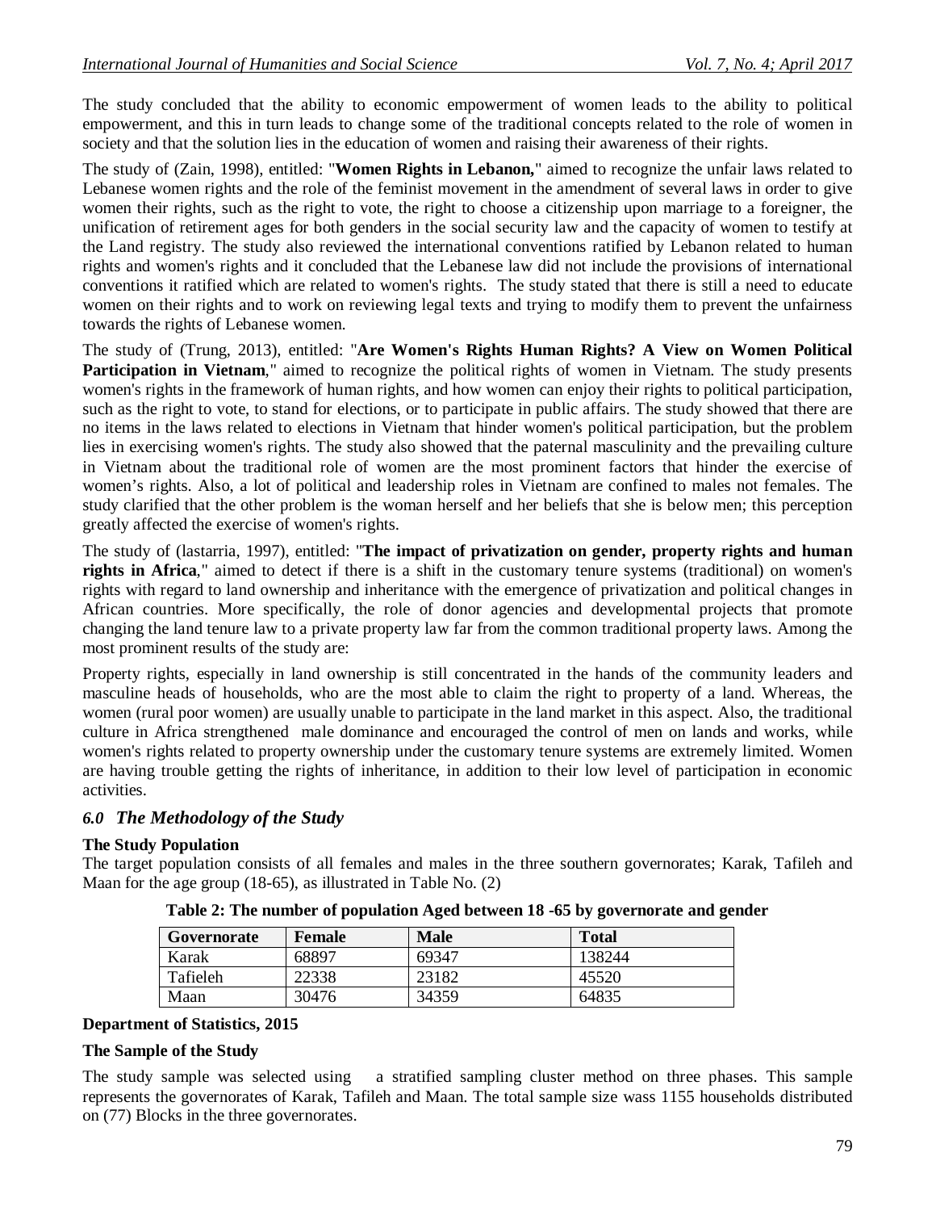The study concluded that the ability to economic empowerment of women leads to the ability to political empowerment, and this in turn leads to change some of the traditional concepts related to the role of women in society and that the solution lies in the education of women and raising their awareness of their rights.

The study of (Zain, 1998), entitled: "**Women Rights in Lebanon,**" aimed to recognize the unfair laws related to Lebanese women rights and the role of the feminist movement in the amendment of several laws in order to give women their rights, such as the right to vote, the right to choose a citizenship upon marriage to a foreigner, the unification of retirement ages for both genders in the social security law and the capacity of women to testify at the Land registry. The study also reviewed the international conventions ratified by Lebanon related to human rights and women's rights and it concluded that the Lebanese law did not include the provisions of international conventions it ratified which are related to women's rights. The study stated that there is still a need to educate women on their rights and to work on reviewing legal texts and trying to modify them to prevent the unfairness towards the rights of Lebanese women.

The study of (Trung, 2013), entitled: "**Are Women's Rights Human Rights? A View on Women Political Participation in Vietnam**," aimed to recognize the political rights of women in Vietnam. The study presents women's rights in the framework of human rights, and how women can enjoy their rights to political participation, such as the right to vote, to stand for elections, or to participate in public affairs. The study showed that there are no items in the laws related to elections in Vietnam that hinder women's political participation, but the problem lies in exercising women's rights. The study also showed that the paternal masculinity and the prevailing culture in Vietnam about the traditional role of women are the most prominent factors that hinder the exercise of women's rights. Also, a lot of political and leadership roles in Vietnam are confined to males not females. The study clarified that the other problem is the woman herself and her beliefs that she is below men; this perception greatly affected the exercise of women's rights.

The study of (lastarria, 1997), entitled: "**The impact of privatization on gender, property rights and human rights in Africa**," aimed to detect if there is a shift in the customary tenure systems (traditional) on women's rights with regard to land ownership and inheritance with the emergence of privatization and political changes in African countries. More specifically, the role of donor agencies and developmental projects that promote changing the land tenure law to a private property law far from the common traditional property laws. Among the most prominent results of the study are:

Property rights, especially in land ownership is still concentrated in the hands of the community leaders and masculine heads of households, who are the most able to claim the right to property of a land. Whereas, the women (rural poor women) are usually unable to participate in the land market in this aspect. Also, the traditional culture in Africa strengthened male dominance and encouraged the control of men on lands and works, while women's rights related to property ownership under the customary tenure systems are extremely limited. Women are having trouble getting the rights of inheritance, in addition to their low level of participation in economic activities.

## *6.0 The Methodology of the Study*

**The Study Population**

The target population consists of all females and males in the three southern governorates; Karak, Tafileh and Maan for the age group (18-65), as illustrated in Table No. (2)

**Table 2: The number of population Aged between 18 -65 by governorate and gender**

| Governorate | Female | Male | Total |
|---|---|---|---|
| Karak | 68897 | 69347 | 138244 |
| Tafieleh | 22338 | 23182 | 45520 |
| Maan | 30476 | 34359 | 64835 |

**Department of Statistics, 2015**

**The Sample of the Study**

The study sample was selected using a stratified sampling cluster method on three phases. This sample represents the governorates of Karak, Tafileh and Maan. The total sample size wass 1155 households distributed on (77) Blocks in the three governorates.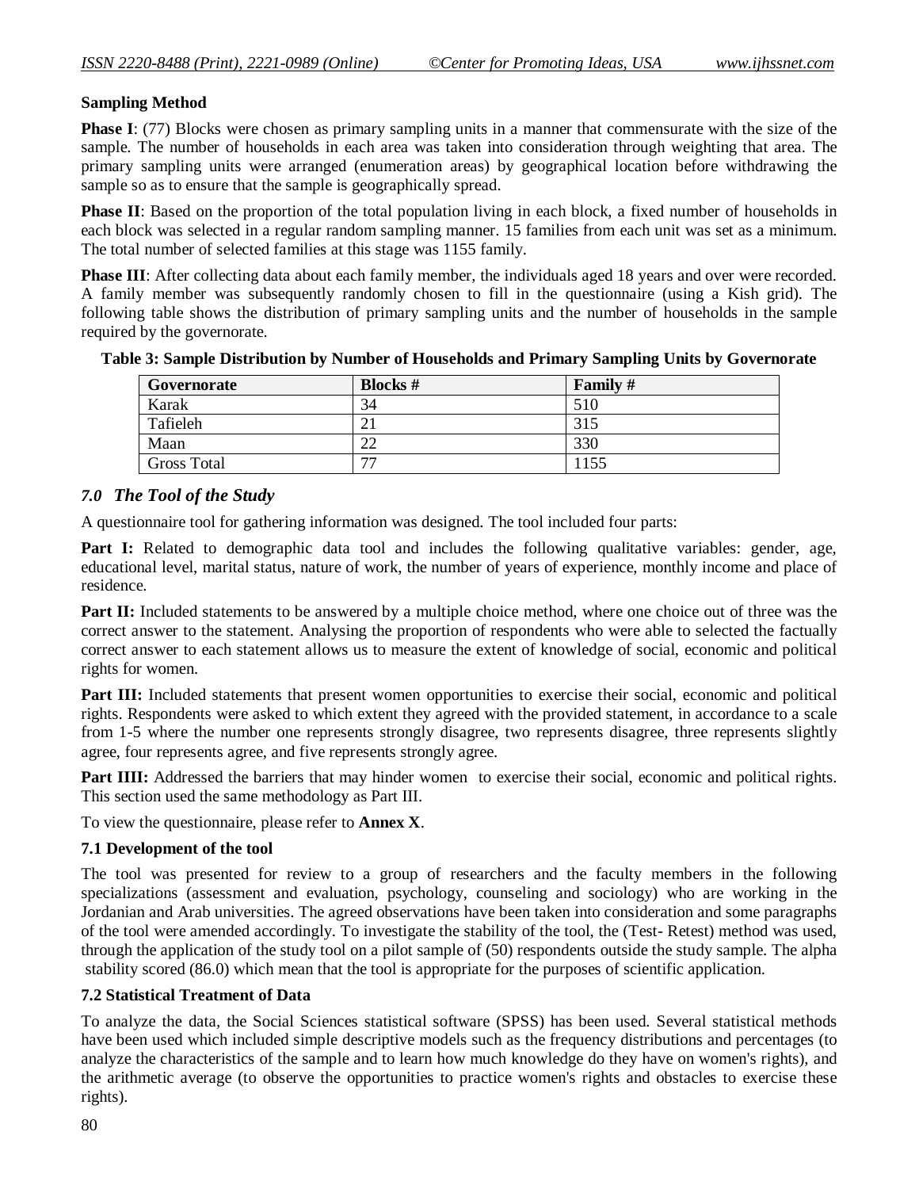**Sampling Method**

**Phase I**: (77) Blocks were chosen as primary sampling units in a manner that commensurate with the size of the sample. The number of households in each area was taken into consideration through weighting that area. The primary sampling units were arranged (enumeration areas) by geographical location before withdrawing the sample so as to ensure that the sample is geographically spread.

**Phase II**: Based on the proportion of the total population living in each block, a fixed number of households in each block was selected in a regular random sampling manner. 15 families from each unit was set as a minimum. The total number of selected families at this stage was 1155 family.

**Phase III**: After collecting data about each family member, the individuals aged 18 years and over were recorded. A family member was subsequently randomly chosen to fill in the questionnaire (using a Kish grid). The following table shows the distribution of primary sampling units and the number of households in the sample required by the governorate.

**Table 3: Sample Distribution by Number of Households and Primary Sampling Units by Governorate**

| Governorate | Blocks # | Family # |
|---|---|---|
| Karak | 34 | 510 |
| Tafieleh | 21 | 315 |
| Maan | 22 | 330 |
| Gross Total | 77 | 1155 |

## *7.0 The Tool of the Study*

A questionnaire tool for gathering information was designed. The tool included four parts:

**Part I:** Related to demographic data tool and includes the following qualitative variables: gender, age, educational level, marital status, nature of work, the number of years of experience, monthly income and place of residence.

**Part II:** Included statements to be answered by a multiple choice method, where one choice out of three was the correct answer to the statement. Analysing the proportion of respondents who were able to selected the factually correct answer to each statement allows us to measure the extent of knowledge of social, economic and political rights for women.

**Part III:** Included statements that present women opportunities to exercise their social, economic and political rights. Respondents were asked to which extent they agreed with the provided statement, in accordance to a scale from 1-5 where the number one represents strongly disagree, two represents disagree, three represents slightly agree, four represents agree, and five represents strongly agree.

**Part IIII:** Addressed the barriers that may hinder women to exercise their social, economic and political rights. This section used the same methodology as Part III.

To view the questionnaire, please refer to **Annex X**.

### 7.1 Development of the tool

The tool was presented for review to a group of researchers and the faculty members in the following specializations (assessment and evaluation, psychology, counseling and sociology) who are working in the Jordanian and Arab universities. The agreed observations have been taken into consideration and some paragraphs of the tool were amended accordingly. To investigate the stability of the tool, the (Test- Retest) method was used, through the application of the study tool on a pilot sample of (50) respondents outside the study sample. The alpha stability scored (86.0) which mean that the tool is appropriate for the purposes of scientific application.

### 7.2 Statistical Treatment of Data

To analyze the data, the Social Sciences statistical software (SPSS) has been used. Several statistical methods have been used which included simple descriptive models such as the frequency distributions and percentages (to analyze the characteristics of the sample and to learn how much knowledge do they have on women's rights), and the arithmetic average (to observe the opportunities to practice women's rights and obstacles to exercise these rights).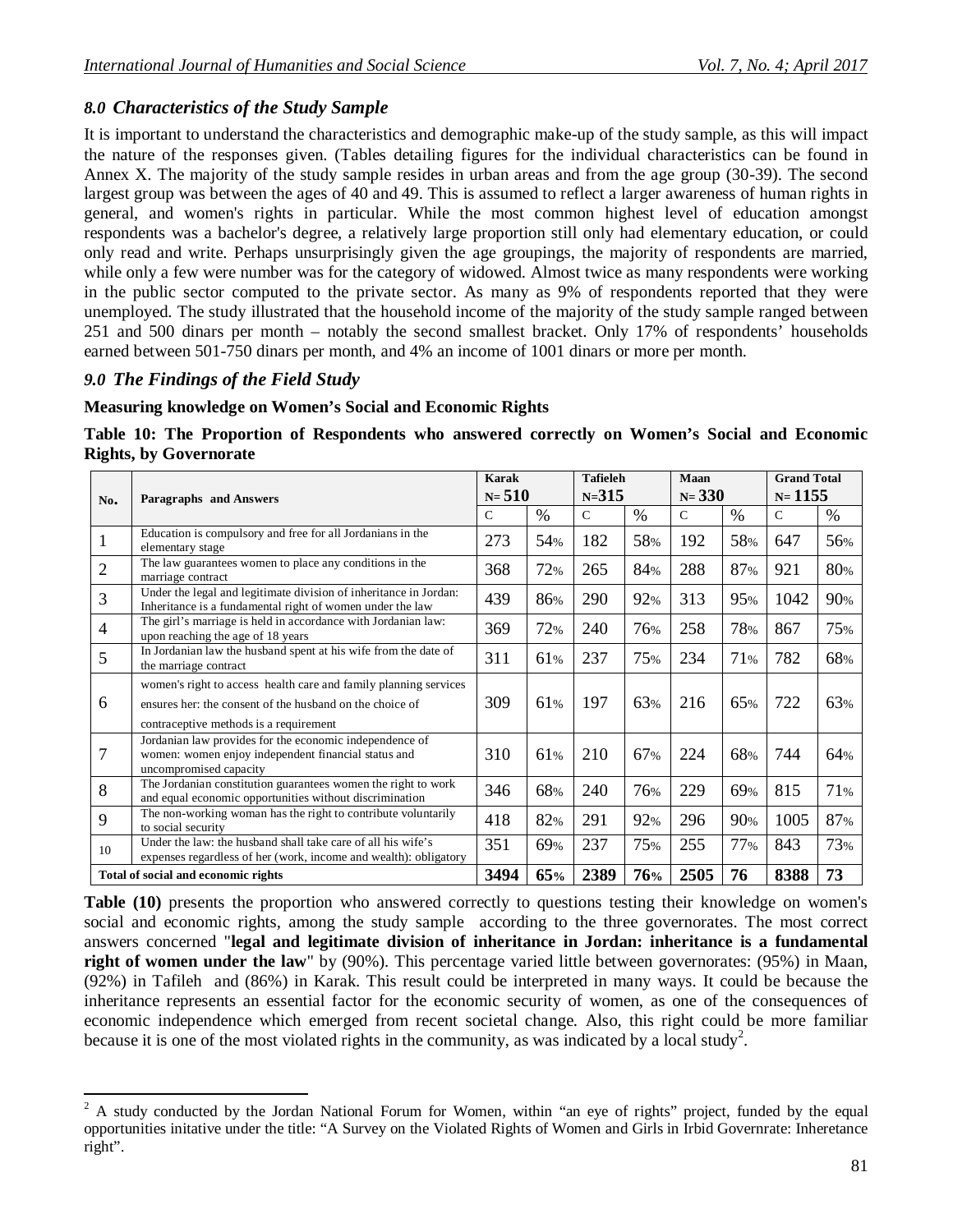### 8.0 Characteristics of the Study Sample

It is important to understand the characteristics and demographic make-up of the study sample, as this will impact the nature of the responses given. (Tables detailing figures for the individual characteristics can be found in Annex X. The majority of the study sample resides in urban areas and from the age group (30-39). The second largest group was between the ages of 40 and 49. This is assumed to reflect a larger awareness of human rights in general, and women's rights in particular. While the most common highest level of education amongst respondents was a bachelor's degree, a relatively large proportion still only had elementary education, or could only read and write. Perhaps unsurprisingly given the age groupings, the majority of respondents are married, while only a few were number was for the category of widowed. Almost twice as many respondents were working in the public sector computed to the private sector. As many as 9% of respondents reported that they were unemployed. The study illustrated that the household income of the majority of the study sample ranged between 251 and 500 dinars per month – notably the second smallest bracket. Only 17% of respondents' households earned between 501-750 dinars per month, and 4% an income of 1001 dinars or more per month.

### 9.0 The Findings of the Field Study

**Measuring knowledge on Women's Social and Economic Rights**

**Table 10: The Proportion of Respondents who answered correctly on Women's Social and Economic Rights, by Governorate**

| No. | Paragraphs and Answers | Karak N= 510 | | Tafieleh N=315 | | Maan N= 330 | | Grand Total N= 1155 | |
|---|---|---|---|---|---|---|---|---|---|
| | | C | % | C | % | C | % | C | % |
| 1 | Education is compulsory and free for all Jordanians in the elementary stage | 273 | 54% | 182 | 58% | 192 | 58% | 647 | 56% |
| 2 | The law guarantees women to place any conditions in the marriage contract | 368 | 72% | 265 | 84% | 288 | 87% | 921 | 80% |
| 3 | Under the legal and legitimate division of inheritance in Jordan: Inheritance is a fundamental right of women under the law | 439 | 86% | 290 | 92% | 313 | 95% | 1042 | 90% |
| 4 | The girl's marriage is held in accordance with Jordanian law: upon reaching the age of 18 years | 369 | 72% | 240 | 76% | 258 | 78% | 867 | 75% |
| 5 | In Jordanian law the husband spent at his wife from the date of the marriage contract | 311 | 61% | 237 | 75% | 234 | 71% | 782 | 68% |
| 6 | women's right to access health care and family planning services ensures her: the consent of the husband on the choice of contraceptive methods is a requirement | 309 | 61% | 197 | 63% | 216 | 65% | 722 | 63% |
| 7 | Jordanian law provides for the economic independence of women: women enjoy independent financial status and uncompromised capacity | 310 | 61% | 210 | 67% | 224 | 68% | 744 | 64% |
| 8 | The Jordanian constitution guarantees women the right to work and equal economic opportunities without discrimination | 346 | 68% | 240 | 76% | 229 | 69% | 815 | 71% |
| 9 | The non-working woman has the right to contribute voluntarily to social security | 418 | 82% | 291 | 92% | 296 | 90% | 1005 | 87% |
| 10 | Under the law: the husband shall take care of all his wife's expenses regardless of her (work, income and wealth): obligatory | 351 | 69% | 237 | 75% | 255 | 77% | 843 | 73% |
| **Total of social and economic rights** | | **3494** | **65%** | **2389** | **76%** | **2505** | **76** | **8388** | **73** |

**Table (10)** presents the proportion who answered correctly to questions testing their knowledge on women's social and economic rights, among the study sample according to the three governorates. The most correct answers concerned "**legal and legitimate division of inheritance in Jordan: inheritance is a fundamental right of women under the law**" by (90%). This percentage varied little between governorates: (95%) in Maan, (92%) in Tafileh and (86%) in Karak. This result could be interpreted in many ways. It could be because the inheritance represents an essential factor for the economic security of women, as one of the consequences of economic independence which emerged from recent societal change. Also, this right could be more familiar because it is one of the most violated rights in the community, as was indicated by a local study[2].

[2] A study conducted by the Jordan National Forum for Women, within "an eye of rights" project, funded by the equal opportunities initative under the title: "A Survey on the Violated Rights of Women and Girls in Irbid Governrate: Inheretance right".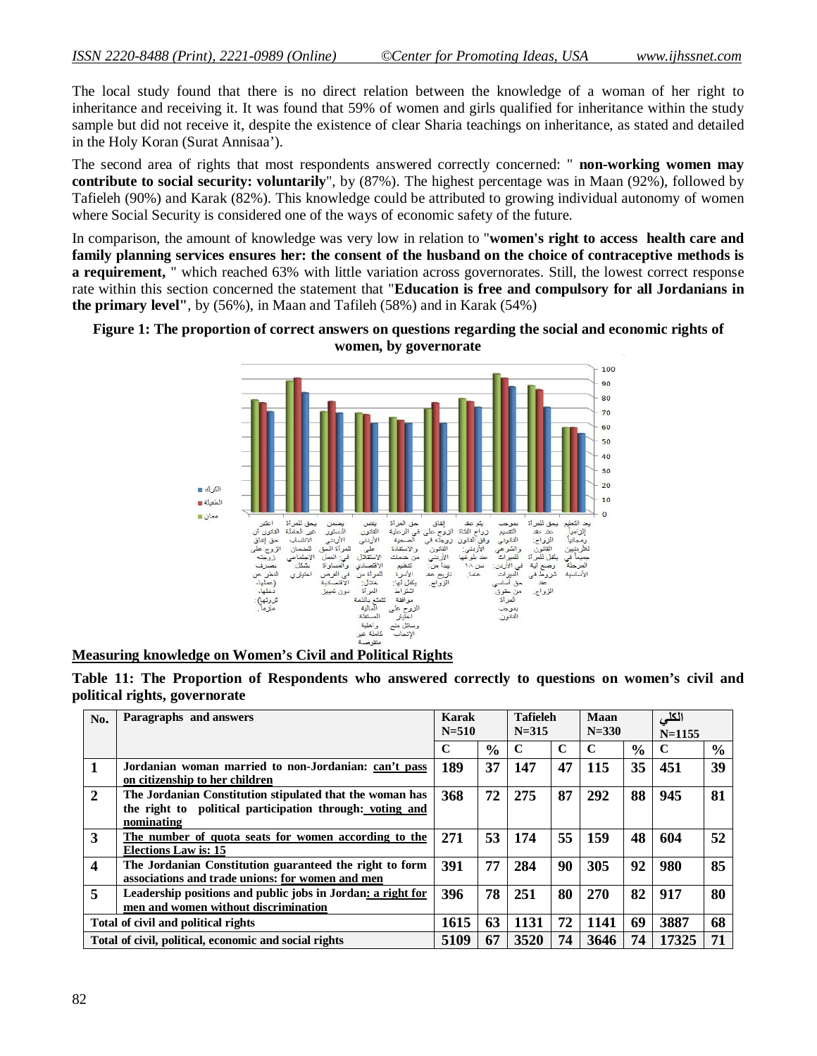The local study found that there is no direct relation between the knowledge of a woman of her right to inheritance and receiving it. It was found that 59% of women and girls qualified for inheritance within the study sample but did not receive it, despite the existence of clear Sharia teachings on inheritance, as stated and detailed in the Holy Koran (Surat Annisaa').

The second area of rights that most respondents answered correctly concerned: " **non-working women may contribute to social security: voluntarily**", by (87%). The highest percentage was in Maan (92%), followed by Tafieleh (90%) and Karak (82%). This knowledge could be attributed to growing individual autonomy of women where Social Security is considered one of the ways of economic safety of the future.

In comparison, the amount of knowledge was very low in relation to "**women's right to access health care and family planning services ensures her: the consent of the husband on the choice of contraceptive methods is a requirement,** " which reached 63% with little variation across governorates. Still, the lowest correct response rate within this section concerned the statement that "**Education is free and compulsory for all Jordanians in the primary level"**, by (56%), in Maan and Tafileh (58%) and in Karak (54%)

**Figure 1: The proportion of correct answers on questions regarding the social and economic rights of women, by governorate**

**Measuring knowledge on Women's Civil and Political Rights**

**Table 11: The Proportion of Respondents who answered correctly to questions on women's civil and political rights, governorate**

| No. | Paragraphs and answers | Karak N=510 | | Tafieleh N=315 | | Maan N=330 | | الكلي N=1155 | |
|---|---|---|---|---|---|---|---|---|---|
| | | C | % | C | C | C | % | C | % |
| 1 | Jordanian woman married to non-Jordanian: can't pass on citizenship to her children | 189 | 37 | 147 | 47 | 115 | 35 | 451 | 39 |
| 2 | The Jordanian Constitution stipulated that the woman has the right to political participation through: voting and nominating | 368 | 72 | 275 | 87 | 292 | 88 | 945 | 81 |
| 3 | The number of quota seats for women according to the Elections Law is: 15 | 271 | 53 | 174 | 55 | 159 | 48 | 604 | 52 |
| 4 | The Jordanian Constitution guaranteed the right to form associations and trade unions: for women and men | 391 | 77 | 284 | 90 | 305 | 92 | 980 | 85 |
| 5 | Leadership positions and public jobs in Jordan: a right for men and women without discrimination | 396 | 78 | 251 | 80 | 270 | 82 | 917 | 80 |
| Total of civil and political rights | | 1615 | 63 | 1131 | 72 | 1141 | 69 | 3887 | 68 |
| Total of civil, political, economic and social rights | | 5109 | 67 | 3520 | 74 | 3646 | 74 | 17325 | 71 |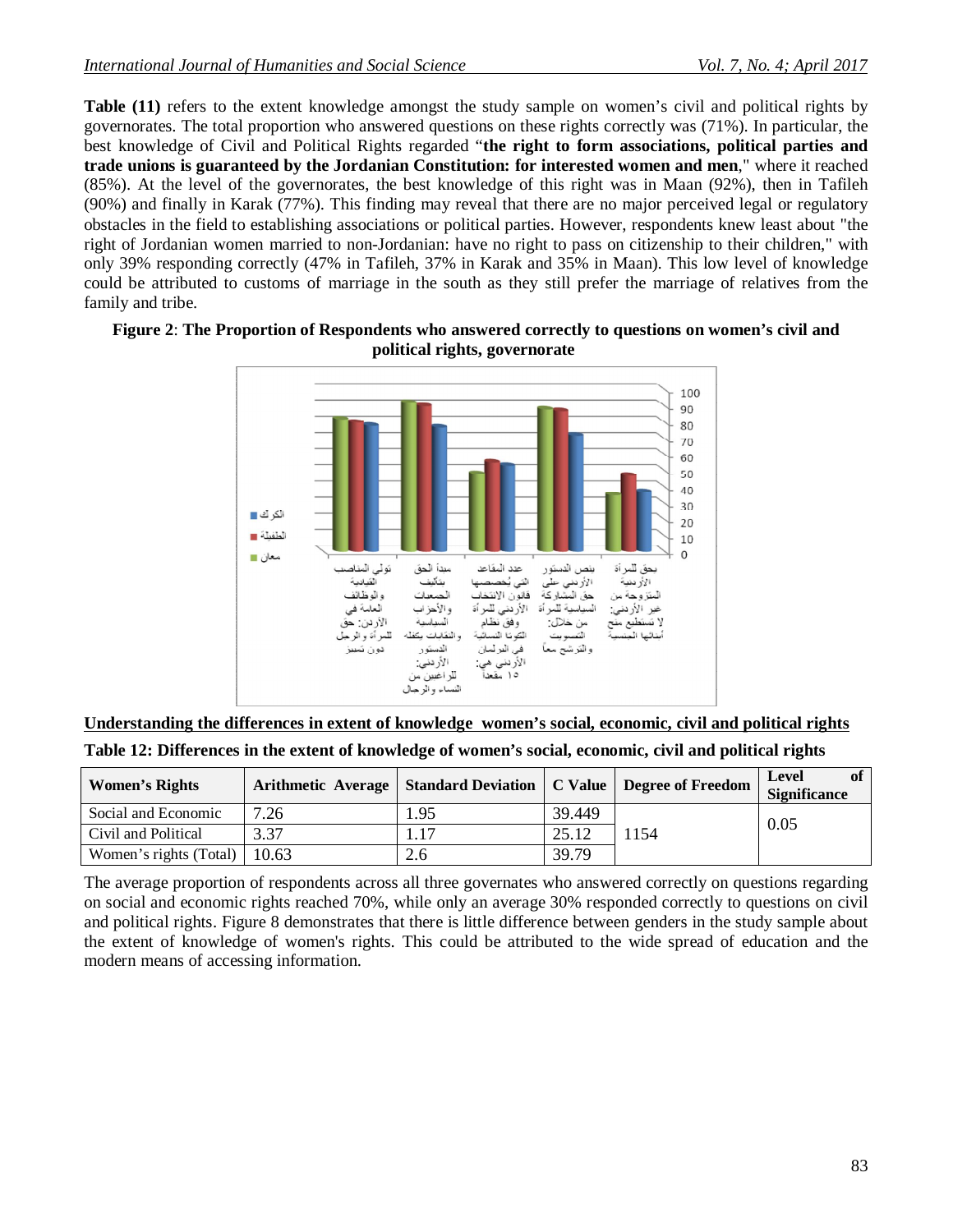**Table (11)** refers to the extent knowledge amongst the study sample on women's civil and political rights by governorates. The total proportion who answered questions on these rights correctly was (71%). In particular, the best knowledge of Civil and Political Rights regarded "**the right to form associations, political parties and trade unions is guaranteed by the Jordanian Constitution: for interested women and men**," where it reached (85%). At the level of the governorates, the best knowledge of this right was in Maan (92%), then in Tafileh (90%) and finally in Karak (77%). This finding may reveal that there are no major perceived legal or regulatory obstacles in the field to establishing associations or political parties. However, respondents knew least about "the right of Jordanian women married to non-Jordanian: have no right to pass on citizenship to their children," with only 39% responding correctly (47% in Tafileh, 37% in Karak and 35% in Maan). This low level of knowledge could be attributed to customs of marriage in the south as they still prefer the marriage of relatives from the family and tribe.

**Figure 2**: **The Proportion of Respondents who answered correctly to questions on women's civil and political rights, governorate**

**Understanding the differences in extent of knowledge women's social, economic, civil and political rights**

**Table 12: Differences in the extent of knowledge of women's social, economic, civil and political rights**

| Women's Rights | Arithmetic Average | Standard Deviation | C Value | Degree of Freedom | Level of Significance |
|---|---|---|---|---|---|
| Social and Economic | 7.26 | 1.95 | 39.449 | 1154 | 0.05 |
| Civil and Political | 3.37 | 1.17 | 25.12 | | |
| Women's rights (Total) | 10.63 | 2.6 | 39.79 | | |

The average proportion of respondents across all three governates who answered correctly on questions regarding on social and economic rights reached 70%, while only an average 30% responded correctly to questions on civil and political rights. Figure 8 demonstrates that there is little difference between genders in the study sample about the extent of knowledge of women's rights. This could be attributed to the wide spread of education and the modern means of accessing information.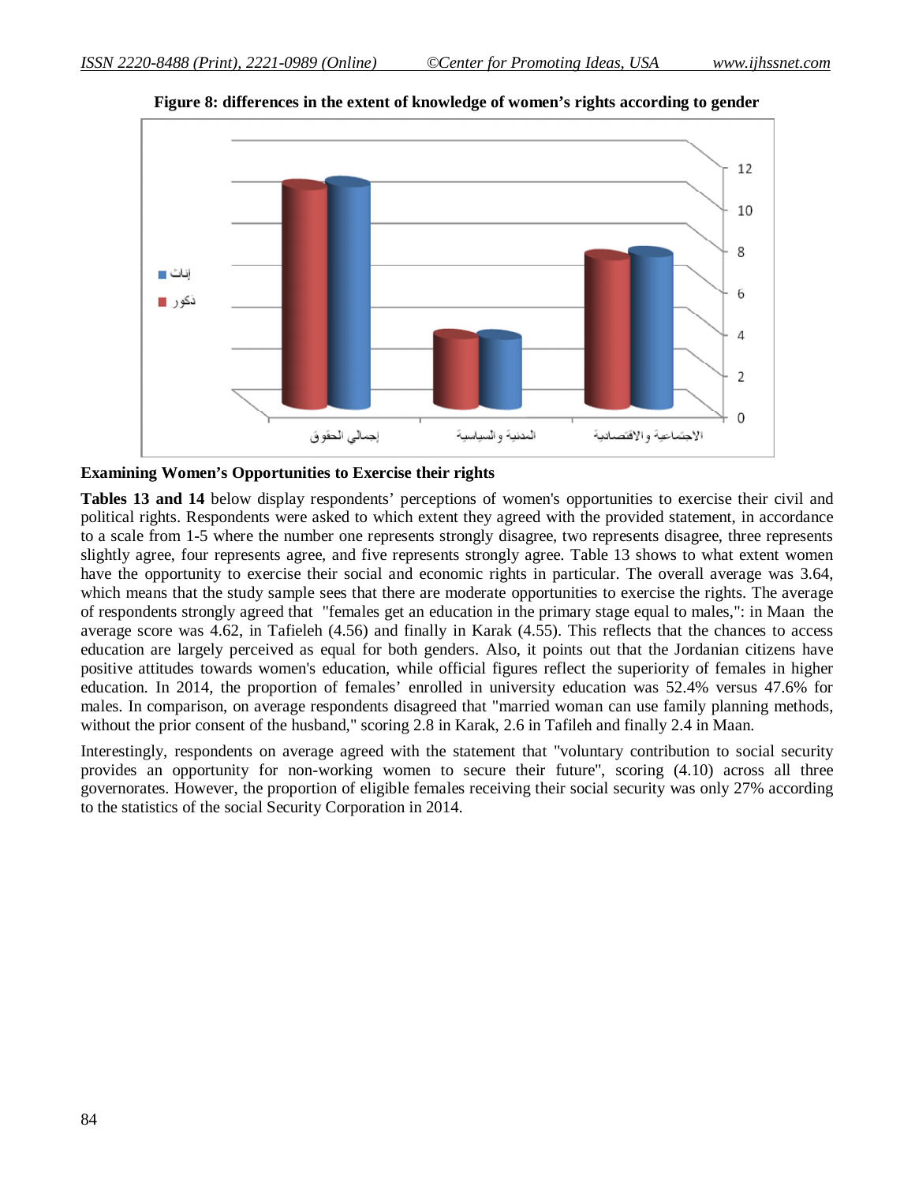**Figure 8: differences in the extent of knowledge of women's rights according to gender**

**Examining Women's Opportunities to Exercise their rights**

**Tables 13 and 14** below display respondents' perceptions of women's opportunities to exercise their civil and political rights. Respondents were asked to which extent they agreed with the provided statement, in accordance to a scale from 1-5 where the number one represents strongly disagree, two represents disagree, three represents slightly agree, four represents agree, and five represents strongly agree. Table 13 shows to what extent women have the opportunity to exercise their social and economic rights in particular. The overall average was 3.64, which means that the study sample sees that there are moderate opportunities to exercise the rights. The average of respondents strongly agreed that "females get an education in the primary stage equal to males,": in Maan the average score was 4.62, in Tafieleh (4.56) and finally in Karak (4.55). This reflects that the chances to access education are largely perceived as equal for both genders. Also, it points out that the Jordanian citizens have positive attitudes towards women's education, while official figures reflect the superiority of females in higher education. In 2014, the proportion of females' enrolled in university education was 52.4% versus 47.6% for males. In comparison, on average respondents disagreed that "married woman can use family planning methods, without the prior consent of the husband," scoring 2.8 in Karak, 2.6 in Tafileh and finally 2.4 in Maan.

Interestingly, respondents on average agreed with the statement that "voluntary contribution to social security provides an opportunity for non-working women to secure their future", scoring (4.10) across all three governorates. However, the proportion of eligible females receiving their social security was only 27% according to the statistics of the social Security Corporation in 2014.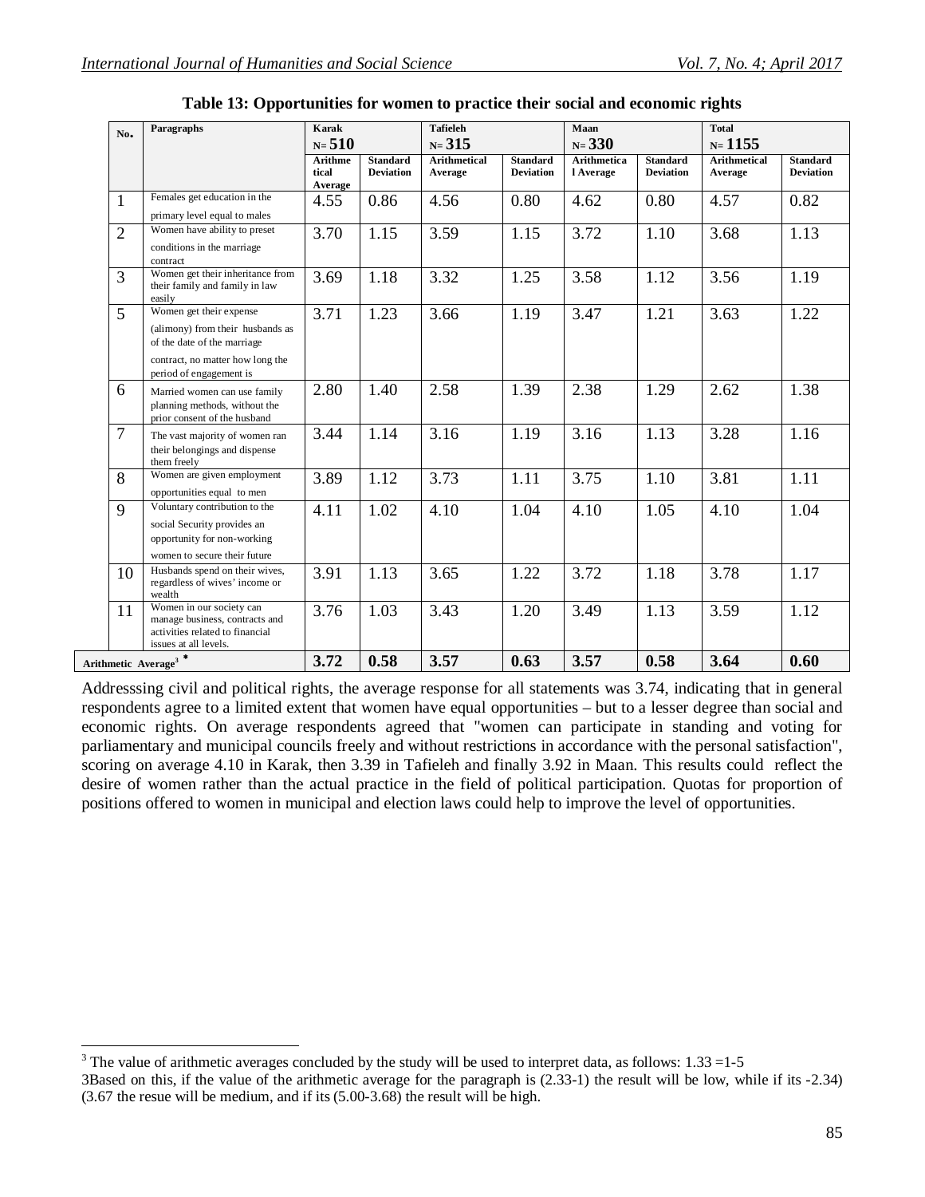**Table 13: Opportunities for women to practice their social and economic rights**

| No. | Paragraphs | Karak N= 510 | | Tafieleh N= 315 | | Maan N= 330 | | Total N= 1155 | |
|---|---|---|---|---|---|---|---|---|---|
| | | Arithmetical Average | Standard Deviation | Arithmetical Average | Standard Deviation | Arithmetical Average | Standard Deviation | Arithmetical Average | Standard Deviation |
| 1 | Females get education in the primary level equal to males | 4.55 | 0.86 | 4.56 | 0.80 | 4.62 | 0.80 | 4.57 | 0.82 |
| 2 | Women have ability to preset conditions in the marriage contract | 3.70 | 1.15 | 3.59 | 1.15 | 3.72 | 1.10 | 3.68 | 1.13 |
| 3 | Women get their inheritance from their family and family in law easily | 3.69 | 1.18 | 3.32 | 1.25 | 3.58 | 1.12 | 3.56 | 1.19 |
| 5 | Women get their expense (alimony) from their husbands as of the date of the marriage contract, no matter how long the period of engagement is | 3.71 | 1.23 | 3.66 | 1.19 | 3.47 | 1.21 | 3.63 | 1.22 |
| 6 | Married women can use family planning methods, without the prior consent of the husband | 2.80 | 1.40 | 2.58 | 1.39 | 2.38 | 1.29 | 2.62 | 1.38 |
| 7 | The vast majority of women ran their belongings and dispense them freely | 3.44 | 1.14 | 3.16 | 1.19 | 3.16 | 1.13 | 3.28 | 1.16 |
| 8 | Women are given employment opportunities equal to men | 3.89 | 1.12 | 3.73 | 1.11 | 3.75 | 1.10 | 3.81 | 1.11 |
| 9 | Voluntary contribution to the social Security provides an opportunity for non-working women to secure their future | 4.11 | 1.02 | 4.10 | 1.04 | 4.10 | 1.05 | 4.10 | 1.04 |
| 10 | Husbands spend on their wives, regardless of wives' income or wealth | 3.91 | 1.13 | 3.65 | 1.22 | 3.72 | 1.18 | 3.78 | 1.17 |
| 11 | Women in our society can manage business, contracts and activities related to financial issues at all levels. | 3.76 | 1.03 | 3.43 | 1.20 | 3.49 | 1.13 | 3.59 | 1.12 |
| **Arithmetic Average[3] *** | | **3.72** | **0.58** | **3.57** | **0.63** | **3.57** | **0.58** | **3.64** | **0.60** |

Addresssing civil and political rights, the average response for all statements was 3.74, indicating that in general respondents agree to a limited extent that women have equal opportunities – but to a lesser degree than social and economic rights. On average respondents agreed that "women can participate in standing and voting for parliamentary and municipal councils freely and without restrictions in accordance with the personal satisfaction", scoring on average 4.10 in Karak, then 3.39 in Tafieleh and finally 3.92 in Maan. This results could reflect the desire of women rather than the actual practice in the field of political participation. Quotas for proportion of positions offered to women in municipal and election laws could help to improve the level of opportunities.

---

[3] The value of arithmetic averages concluded by the study will be used to interpret data, as follows: 1.33 =1-5

3Based on this, if the value of the arithmetic average for the paragraph is (2.33-1) the result will be low, while if its -2.34) (3.67 the resue will be medium, and if its (5.00-3.68) the result will be high.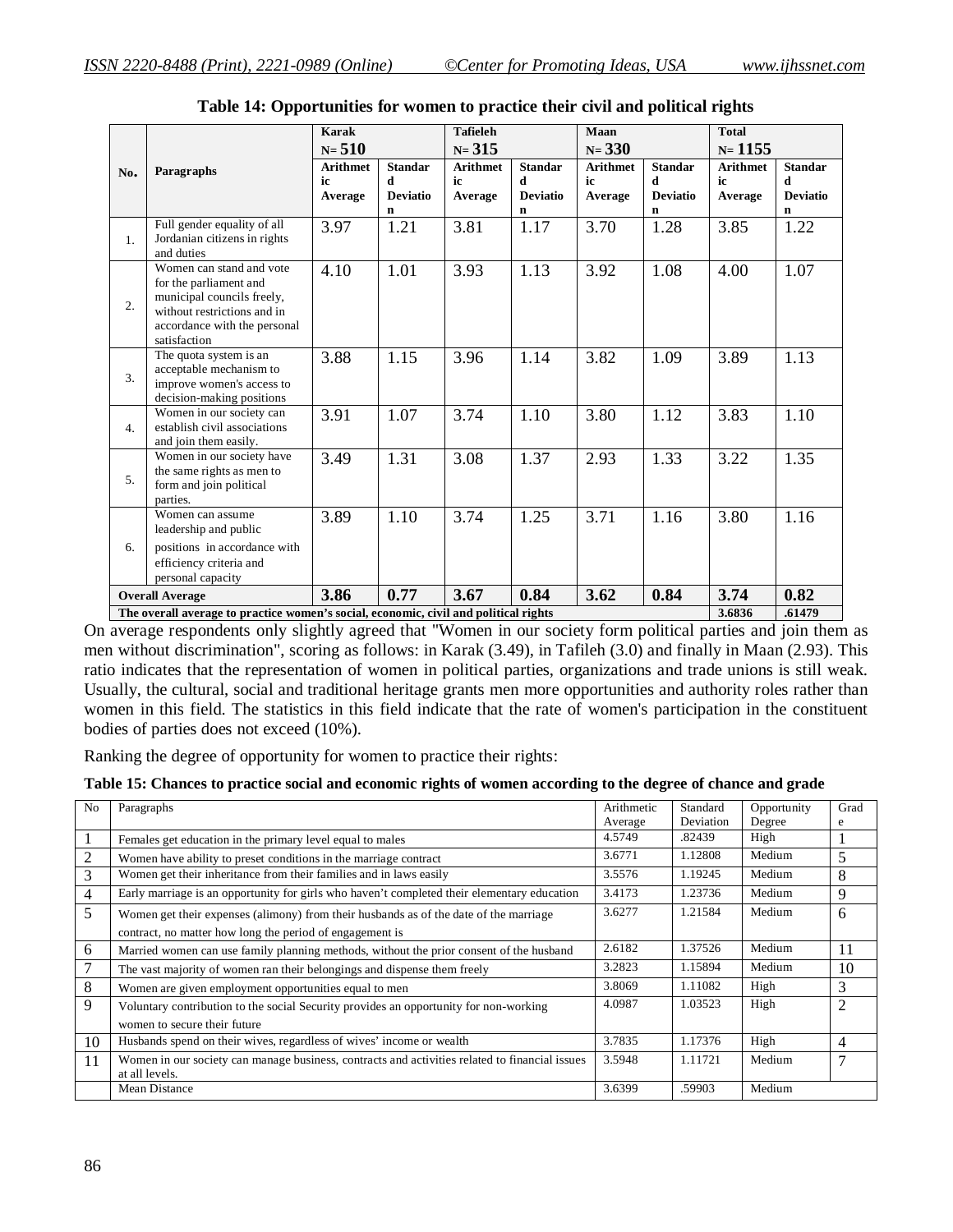**Table 14: Opportunities for women to practice their civil and political rights**

| No. | Paragraphs | Karak N= 510 | | Tafileh N= 315 | | Maan N= 330 | | Total N= 1155 | |
|---|---|---|---|---|---|---|---|---|---|
| | | Arithmetic Average | Standard Deviation | Arithmetic Average | Standard Deviation | Arithmetic Average | Standard Deviation | Arithmetic Average | Standard Deviation |
| 1. | Full gender equality of all Jordanian citizens in rights and duties | 3.97 | 1.21 | 3.81 | 1.17 | 3.70 | 1.28 | 3.85 | 1.22 |
| 2. | Women can stand and vote for the parliament and municipal councils freely, without restrictions and in accordance with the personal satisfaction | 4.10 | 1.01 | 3.93 | 1.13 | 3.92 | 1.08 | 4.00 | 1.07 |
| 3. | The quota system is an acceptable mechanism to improve women's access to decision-making positions | 3.88 | 1.15 | 3.96 | 1.14 | 3.82 | 1.09 | 3.89 | 1.13 |
| 4. | Women in our society can establish civil associations and join them easily. | 3.91 | 1.07 | 3.74 | 1.10 | 3.80 | 1.12 | 3.83 | 1.10 |
| 5. | Women in our society have the same rights as men to form and join political parties. | 3.49 | 1.31 | 3.08 | 1.37 | 2.93 | 1.33 | 3.22 | 1.35 |
| 6. | Women can assume leadership and public positions in accordance with efficiency criteria and personal capacity | 3.89 | 1.10 | 3.74 | 1.25 | 3.71 | 1.16 | 3.80 | 1.16 |
| **Overall Average** | | **3.86** | **0.77** | **3.67** | **0.84** | **3.62** | **0.84** | **3.74** | **0.82** |
| **The overall average to practice women's social, economic, civil and political rights** | | | | | | | | **3.6836** | **.61479** |

On average respondents only slightly agreed that "Women in our society form political parties and join them as men without discrimination", scoring as follows: in Karak (3.49), in Tafileh (3.0) and finally in Maan (2.93). This ratio indicates that the representation of women in political parties, organizations and trade unions is still weak. Usually, the cultural, social and traditional heritage grants men more opportunities and authority roles rather than women in this field. The statistics in this field indicate that the rate of women's participation in the constituent bodies of parties does not exceed (10%).

Ranking the degree of opportunity for women to practice their rights:

**Table 15: Chances to practice social and economic rights of women according to the degree of chance and grade**

| No | Paragraphs | Arithmetic Average | Standard Deviation | Opportunity Degree | Grade |
|---|---|---|---|---|---|
| 1 | Females get education in the primary level equal to males | 4.5749 | .82439 | High | 1 |
| 2 | Women have ability to preset conditions in the marriage contract | 3.6771 | 1.12808 | Medium | 5 |
| 3 | Women get their inheritance from their families and in laws easily | 3.5576 | 1.19245 | Medium | 8 |
| 4 | Early marriage is an opportunity for girls who haven't completed their elementary education | 3.4173 | 1.23736 | Medium | 9 |
| 5 | Women get their expenses (alimony) from their husbands as of the date of the marriage contract, no matter how long the period of engagement is | 3.6277 | 1.21584 | Medium | 6 |
| 6 | Married women can use family planning methods, without the prior consent of the husband | 2.6182 | 1.37526 | Medium | 11 |
| 7 | The vast majority of women ran their belongings and dispense them freely | 3.2823 | 1.15894 | Medium | 10 |
| 8 | Women are given employment opportunities equal to men | 3.8069 | 1.11082 | High | 3 |
| 9 | Voluntary contribution to the social Security provides an opportunity for non-working women to secure their future | 4.0987 | 1.03523 | High | 2 |
| 10 | Husbands spend on their wives, regardless of wives' income or wealth | 3.7835 | 1.17376 | High | 4 |
| 11 | Womens in our society can manage business, contracts and activities related to financial issues at all levels. | 3.5948 | 1.11721 | Medium | 7 |
| | Mean Distance | 3.6399 | .59903 | Medium | |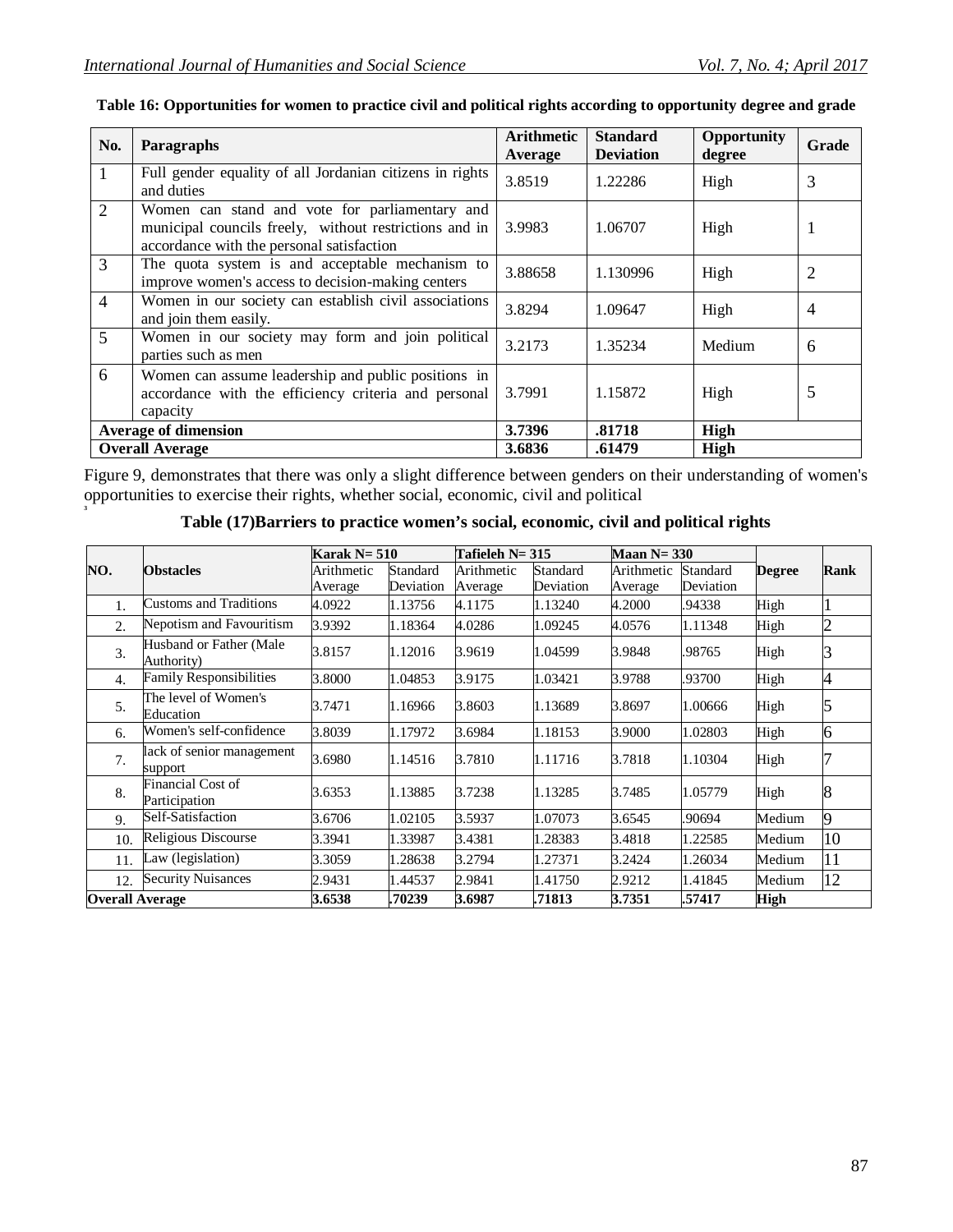**Table 16: Opportunities for women to practice civil and political rights according to opportunity degree and grade**

| No. | Paragraphs | Arithmetic Average | Standard Deviation | Opportunity degree | Grade |
|---|---|---|---|---|---|
| 1 | Full gender equality of all Jordanian citizens in rights and duties | 3.8519 | 1.22286 | High | 3 |
| 2 | Women can stand and vote for parliamentary and municipal councils freely, without restrictions and in accordance with the personal satisfaction | 3.9983 | 1.06707 | High | 1 |
| 3 | The quota system is and acceptable mechanism to improve women's access to decision-making centers | 3.88658 | 1.130996 | High | 2 |
| 4 | Women in our society can establish civil associations and join them easily. | 3.8294 | 1.09647 | High | 4 |
| 5 | Women in our society may form and join political parties such as men | 3.2173 | 1.35234 | Medium | 6 |
| 6 | Women can assume leadership and public positions in accordance with the efficiency criteria and personal capacity | 3.7991 | 1.15872 | High | 5 |
| **Average of dimension** | | **3.7396** | **.81718** | **High** | |
| **Overall Average** | | **3.6836** | **.61479** | **High** | |

Figure 9, demonstrates that there was only a slight difference between genders on their understanding of women's opportunities to exercise their rights, whether social, economic, civil and political

**Table (17)Barriers to practice women's social, economic, civil and political rights**

| NO. | Obstacles | Karak N= 510 | | Tafieleh N= 315 | | Maan N= 330 | | Degree | Rank |
|---|---|---|---|---|---|---|---|---|---|
| | | Arithmetic Average | Standard Deviation | Arithmetic Average | Standard Deviation | Arithmetic Average | Standard Deviation | | |
| 1. | Customs and Traditions | 4.0922 | 1.13756 | 4.1175 | 1.13240 | 4.2000 | .94338 | High | 1 |
| 2. | Nepotism and Favouritism | 3.9392 | 1.18364 | 4.0286 | 1.09245 | 4.0576 | 1.11348 | High | 2 |
| 3. | Husband or Father (Male Authority) | 3.8157 | 1.12016 | 3.9619 | 1.04599 | 3.9848 | .98765 | High | 3 |
| 4. | Family Responsibilities | 3.8000 | 1.04853 | 3.9175 | 1.03421 | 3.9788 | .93700 | High | 4 |
| 5. | The level of Women's Education | 3.7471 | 1.16966 | 3.8603 | 1.13689 | 3.8697 | 1.00666 | High | 5 |
| 6. | Women's self-confidence | 3.8039 | 1.17972 | 3.6984 | 1.18153 | 3.9000 | 1.02803 | High | 6 |
| 7. | lack of senior management support | 3.6980 | 1.14516 | 3.7810 | 1.11716 | 3.7818 | 1.10304 | High | 7 |
| 8. | Financial Cost of Participation | 3.6353 | 1.13885 | 3.7238 | 1.13285 | 3.7485 | 1.05779 | High | 8 |
| 9. | Self-Satisfaction | 3.6706 | 1.02105 | 3.5937 | 1.07073 | 3.6545 | .90694 | Medium | 9 |
| 10. | Religious Discourse | 3.3941 | 1.33987 | 3.4381 | 1.28383 | 3.4818 | 1.22585 | Medium | 10 |
| 11. | Law (legislation) | 3.3059 | 1.28638 | 3.2794 | 1.27371 | 3.2424 | 1.26034 | Medium | 11 |
| 12. | Security Nuisances | 2.9431 | 1.44537 | 2.9841 | 1.41750 | 2.9212 | 1.41845 | Medium | 12 |
| **Overall Average** | | **3.6538** | **.70239** | **3.6987** | **.71813** | **3.7351** | **.57417** | **High** | |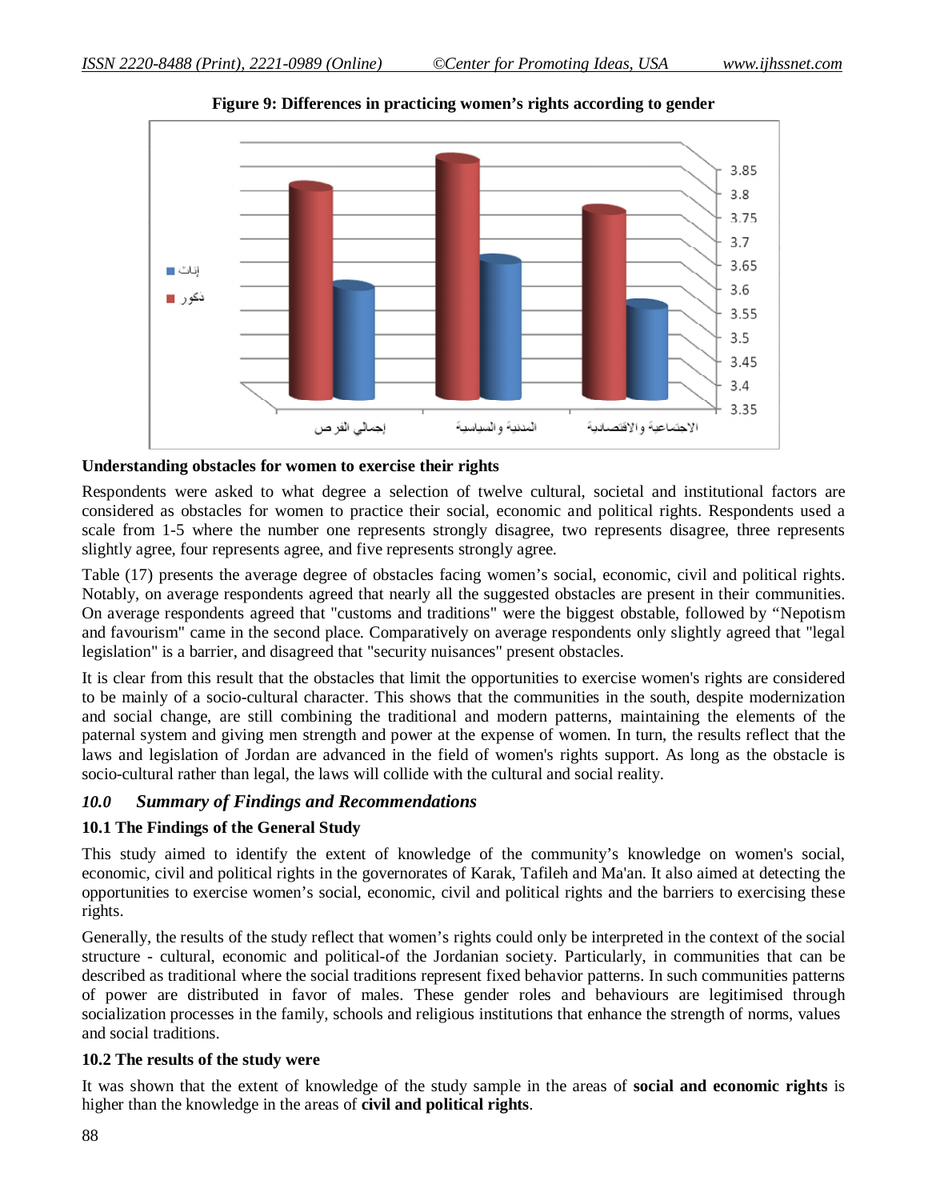**Figure 9: Differences in practicing women's rights according to gender**

**Understanding obstacles for women to exercise their rights**

Respondents were asked to what degree a selection of twelve cultural, societal and institutional factors are considered as obstacles for women to practice their social, economic and political rights. Respondents used a scale from 1-5 where the number one represents strongly disagree, two represents disagree, three represents slightly agree, four represents agree, and five represents strongly agree.

Table (17) presents the average degree of obstacles facing women's social, economic, civil and political rights. Notably, on average respondents agreed that nearly all the suggested obstacles are present in their communities. On average respondents agreed that "customs and traditions" were the biggest obstacle, followed by "Nepotism and favourism" came in the second place. Comparatively on average respondents only slightly agreed that "legal legislation" is a barrier, and disagreed that "security nuisances" present obstacles.

It is clear from this result that the obstacles that limit the opportunities to exercise women's rights are considered to be mainly of a socio-cultural character. This shows that the communities in the south, despite modernization and social change, are still combining the traditional and modern patterns, maintaining the elements of the paternal system and giving men strength and power at the expense of women. In turn, the results reflect that the laws and legislation of Jordan are advanced in the field of women's rights support. As long as the obstacle is socio-cultural rather than legal, the laws will collide with the cultural and social reality.

## *10.0 Summary of Findings and Recommendations*

### 10.1 The Findings of the General Study

This study aimed to identify the extent of knowledge of the community's knowledge on women's social, economic, civil and political rights in the governorates of Karak, Tafileh and Ma'an. It also aimed at detecting the opportunities to exercise women's social, economic, civil and political rights and the barriers to exercising these rights.

Generally, the results of the study reflect that women's rights could only be interpreted in the context of the social structure - cultural, economic and political-of the Jordanian society. Particularly, in communities that can be described as traditional where the social traditions represent fixed behavior patterns. In such communities patterns of power are distributed in favor of males. These gender roles and behaviours are legitimised through socialization processes in the family, schools and religious institutions that enhance the strength of norms, values and social traditions.

### 10.2 The results of the study were

It was shown that the extent of knowledge of the study sample in the areas of **social and economic rights** is higher than the knowledge in the areas of **civil and political rights**.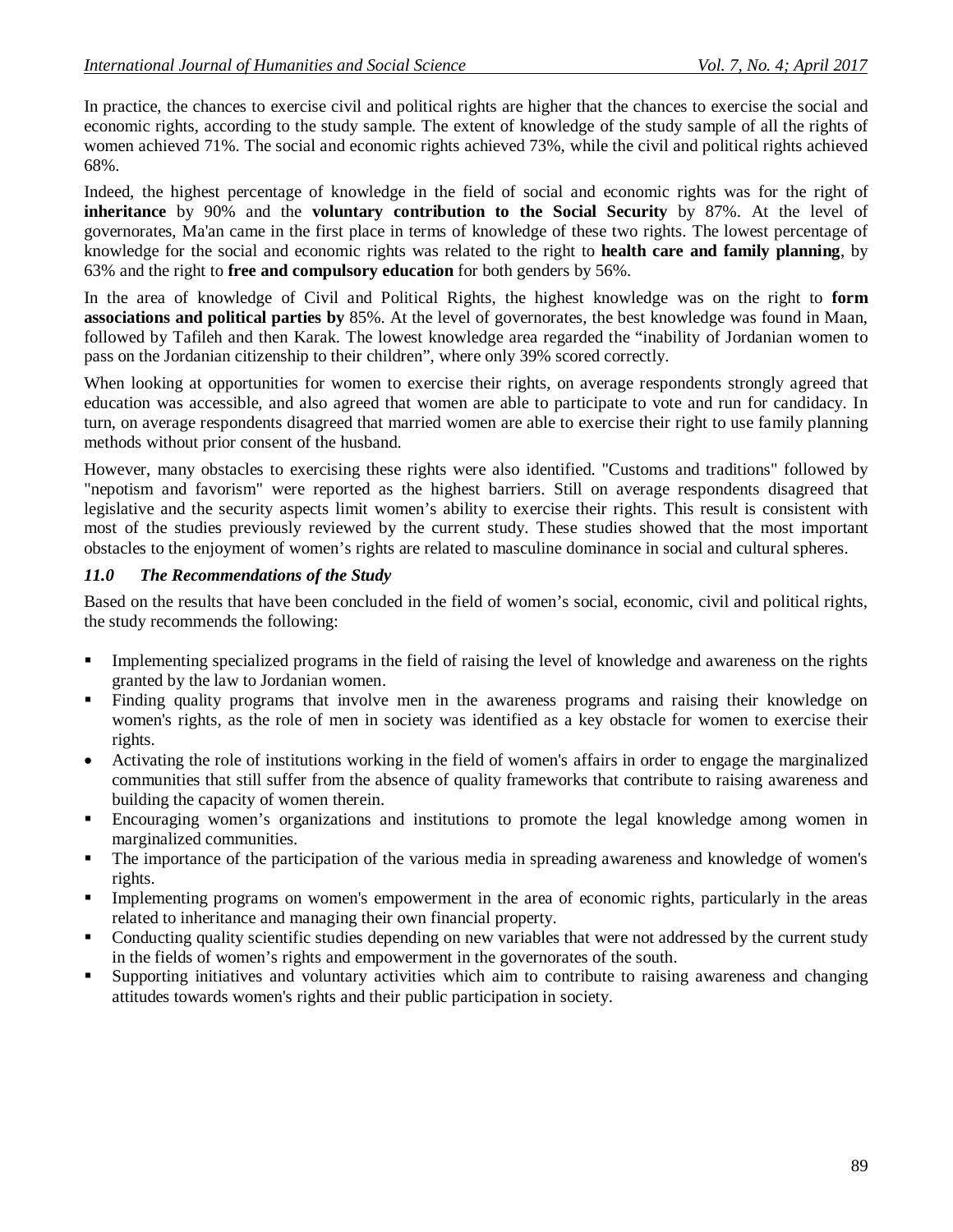In practice, the chances to exercise civil and political rights are higher that the chances to exercise the social and economic rights, according to the study sample. The extent of knowledge of the study sample of all the rights of women achieved 71%. The social and economic rights achieved 73%, while the civil and political rights achieved 68%.

Indeed, the highest percentage of knowledge in the field of social and economic rights was for the right of **inheritance** by 90% and the **voluntary contribution to the Social Security** by 87%. At the level of governorates, Ma'an came in the first place in terms of knowledge of these two rights. The lowest percentage of knowledge for the social and economic rights was related to the right to **health care and family planning**, by 63% and the right to **free and compulsory education** for both genders by 56%.

In the area of knowledge of Civil and Political Rights, the highest knowledge was on the right to **form associations and political parties by** 85%. At the level of governorates, the best knowledge was found in Maan, followed by Tafileh and then Karak. The lowest knowledge area regarded the "inability of Jordanian women to pass on the Jordanian citizenship to their children", where only 39% scored correctly.

When looking at opportunities for women to exercise their rights, on average respondents strongly agreed that education was accessible, and also agreed that women are able to participate to vote and run for candidacy. In turn, on average respondents disagreed that married women are able to exercise their right to use family planning methods without prior consent of the husband.

However, many obstacles to exercising these rights were also identified. "Customs and traditions" followed by "nepotism and favorism" were reported as the highest barriers. Still on average respondents disagreed that legislative and the security aspects limit women's ability to exercise their rights. This result is consistent with most of the studies previously reviewed by the current study. These studies showed that the most important obstacles to the enjoyment of women's rights are related to masculine dominance in social and cultural spheres.

### *11.0 The Recommendations of the Study*

Based on the results that have been concluded in the field of women's social, economic, civil and political rights, the study recommends the following:

- Implementing specialized programs in the field of raising the level of knowledge and awareness on the rights granted by the law to Jordanian women.
- Finding quality programs that involve men in the awareness programs and raising their knowledge on women's rights, as the role of men in society was identified as a key obstacle for women to exercise their rights.
- Activating the role of institutions working in the field of women's affairs in order to engage the marginalized communities that still suffer from the absence of quality frameworks that contribute to raising awareness and building the capacity of women therein.
- Encouraging women's organizations and institutions to promote the legal knowledge among women in marginalized communities.
- The importance of the participation of the various media in spreading awareness and knowledge of women's rights.
- Implementing programs on women's empowerment in the area of economic rights, particularly in the areas related to inheritance and managing their own financial property.
- Conducting quality scientific studies depending on new variables that were not addressed by the current study in the fields of women's rights and empowerment in the governorates of the south.
- Supporting initiatives and voluntary activities which aim to contribute to raising awareness and changing attitudes towards women's rights and their public participation in society.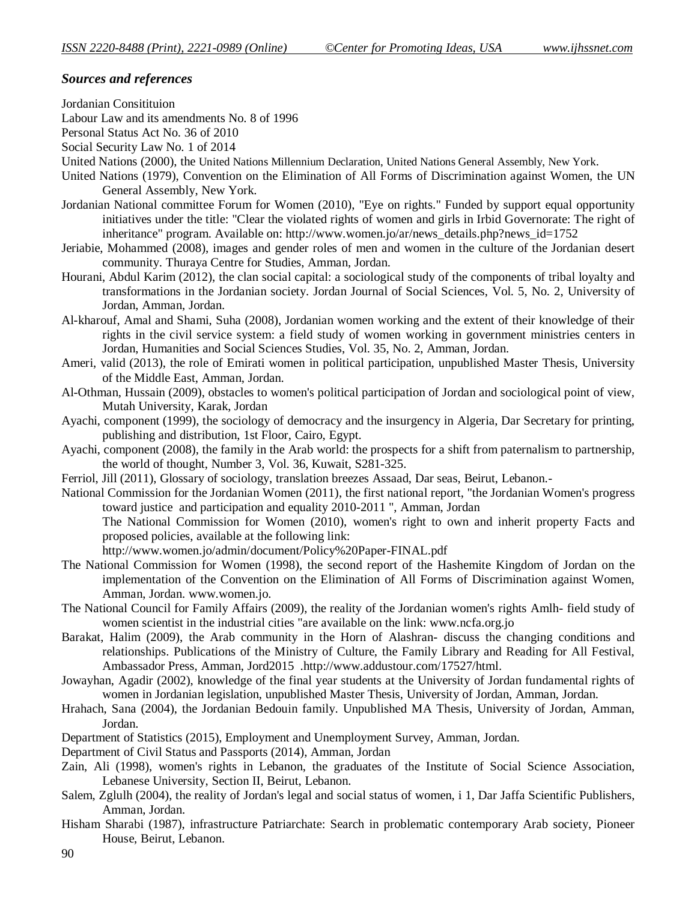### *Sources and references*

Jordanian Consitituion

Labour Law and its amendments No. 8 of 1996

Personal Status Act No. 36 of 2010

Social Security Law No. 1 of 2014

United Nations (2000), the United Nations Millennium Declaration, United Nations General Assembly, New York.

United Nations (1979), Convention on the Elimination of All Forms of Discrimination against Women, the UN General Assembly, New York.

Jordanian National committee Forum for Women (2010), "Eye on rights." Funded by support equal opportunity initiatives under the title: "Clear the violated rights of women and girls in Irbid Governorate: The right of inheritance" program. Available on: http://www.women.jo/ar/news_details.php?news_id=1752

Jeriabie, Mohammed (2008), images and gender roles of men and women in the culture of the Jordanian desert community. Thuraya Centre for Studies, Amman, Jordan.

Hourani, Abdul Karim (2012), the clan social capital: a sociological study of the components of tribal loyalty and transformations in the Jordanian society. Jordan Journal of Social Sciences, Vol. 5, No. 2, University of Jordan, Amman, Jordan.

Al-kharouf, Amal and Shami, Suha (2008), Jordanian women working and the extent of their knowledge of their rights in the civil service system: a field study of women working in government ministries centers in Jordan, Humanities and Social Sciences Studies, Vol. 35, No. 2, Amman, Jordan.

Ameri, valid (2013), the role of Emirati women in political participation, unpublished Master Thesis, University of the Middle East, Amman, Jordan.

Al-Othman, Hussain (2009), obstacles to women's political participation of Jordan and sociological point of view, Mutah University, Karak, Jordan

Ayachi, component (1999), the sociology of democracy and the insurgency in Algeria, Dar Secretary for printing, publishing and distribution, 1st Floor, Cairo, Egypt.

Ayachi, component (2008), the family in the Arab world: the prospects for a shift from paternalism to partnership, the world of thought, Number 3, Vol. 36, Kuwait, S281-325.

Ferriol, Jill (2011), Glossary of sociology, translation breezes Assaad, Dar seas, Beirut, Lebanon.-

National Commission for the Jordanian Women (2011), the first national report, "the Jordanian Women's progress toward justice and participation and equality 2010-2011 ", Amman, Jordan

The National Commission for Women (2010), women's right to own and inherit property Facts and proposed policies, available at the following link:

http://www.women.jo/admin/document/Policy%20Paper-FINAL.pdf

The National Commission for Women (1998), the second report of the Hashemite Kingdom of Jordan on the implementation of the Convention on the Elimination of All Forms of Discrimination against Women, Amman, Jordan. www.women.jo.

The National Council for Family Affairs (2009), the reality of the Jordanian women's rights Amlh- field study of women scientist in the industrial cities "are available on the link: www.ncfa.org.jo

Barakat, Halim (2009), the Arab community in the Horn of Alashran- discuss the changing conditions and relationships. Publications of the Ministry of Culture, the Family Library and Reading for All Festival, Ambassador Press, Amman, Jord2015 .http://www.addustour.com/17527/html.

Jowayhan, Agadir (2002), knowledge of the final year students at the University of Jordan fundamental rights of women in Jordanian legislation, unpublished Master Thesis, University of Jordan, Amman, Jordan.

Hrahach, Sana (2004), the Jordanian Bedouin family. Unpublished MA Thesis, University of Jordan, Amman, Jordan.

Department of Statistics (2015), Employment and Unemployment Survey, Amman, Jordan.

Department of Civil Status and Passports (2014), Amman, Jordan

Zain, Ali (1998), women's rights in Lebanon, the graduates of the Institute of Social Science Association, Lebanese University, Section II, Beirut, Lebanon.

Salem, Zglulh (2004), the reality of Jordan's legal and social status of women, i 1, Dar Jaffa Scientific Publishers, Amman, Jordan.

Hisham Sharabi (1987), infrastructure Patriarchate: Search in problematic contemporary Arab society, Pioneer House, Beirut, Lebanon.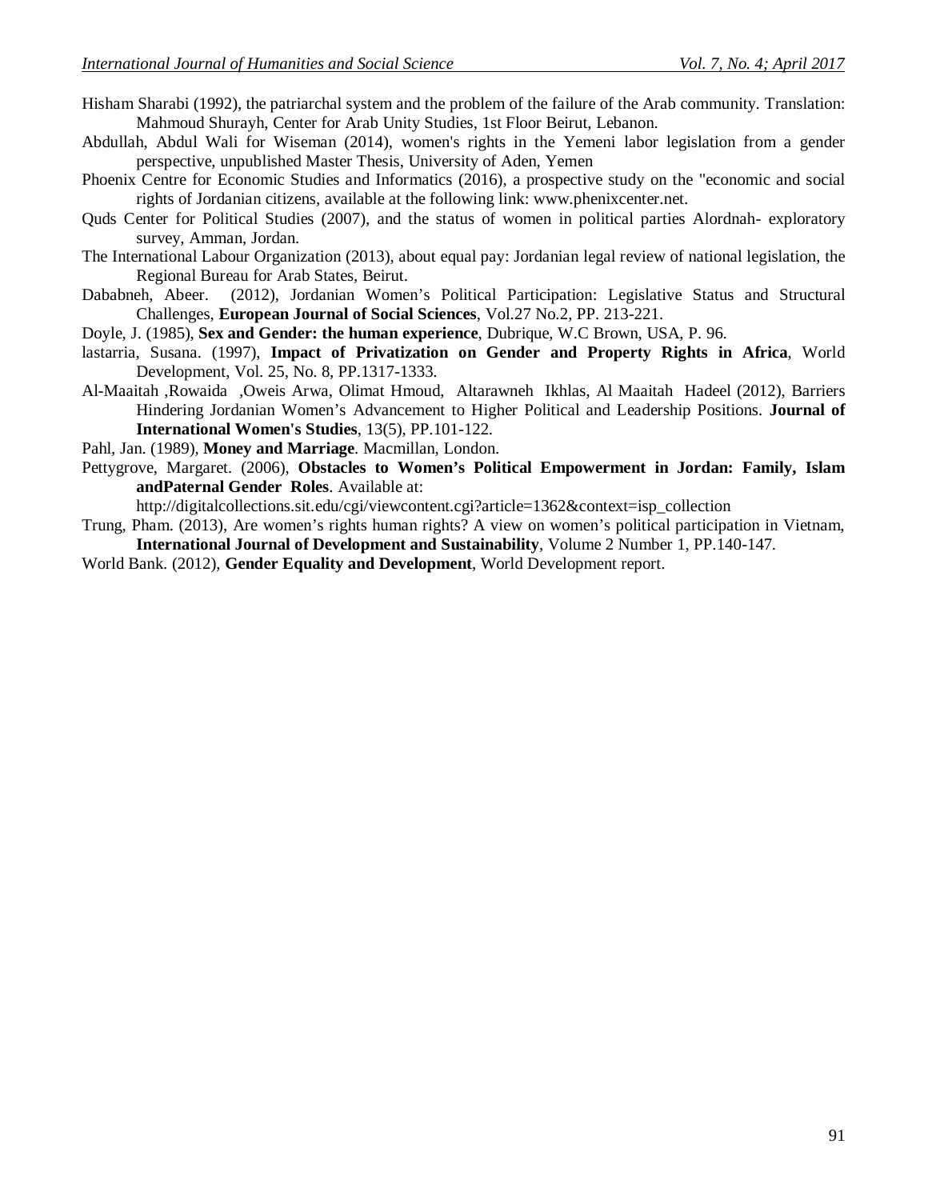Hisham Sharabi (1992), the patriarchal system and the problem of the failure of the Arab community. Translation: Mahmoud Shurayh, Center for Arab Unity Studies, 1st Floor Beirut, Lebanon.

Abdullah, Abdul Wali for Wiseman (2014), women's rights in the Yemeni labor legislation from a gender perspective, unpublished Master Thesis, University of Aden, Yemen

Phoenix Centre for Economic Studies and Informatics (2016), a prospective study on the "economic and social rights of Jordanian citizens, available at the following link: www.phenixcenter.net.

Quds Center for Political Studies (2007), and the status of women in political parties Alordnah- exploratory survey, Amman, Jordan.

The International Labour Organization (2013), about equal pay: Jordanian legal review of national legislation, the Regional Bureau for Arab States, Beirut.

Dababneh, Abeer. (2012), Jordanian Women's Political Participation: Legislative Status and Structural Challenges, **European Journal of Social Sciences**, Vol.27 No.2, PP. 213-221.

Doyle, J. (1985), **Sex and Gender: the human experience**, Dubrique, W.C Brown, USA, P. 96.

lastarria, Susana. (1997), **Impact of Privatization on Gender and Property Rights in Africa**, World Development, Vol. 25, No. 8, PP.1317-1333.

Al-Maaitah ,Rowaida ,Oweis Arwa, Olimat Hmoud, Altarawneh Ikhlas, Al Maaitah Hadeel (2012), Barriers Hindering Jordanian Women's Advancement to Higher Political and Leadership Positions. **Journal of International Women's Studies**, 13(5), PP.101-122.

Pahl, Jan. (1989), **Money and Marriage**. Macmillan, London.

Pettygrove, Margaret. (2006), **Obstacles to Women's Political Empowerment in Jordan: Family, Islam andPaternal Gender Roles**. Available at: http://digitalcollections.sit.edu/cgi/viewcontent.cgi?article=1362&context=isp_collection

Trung, Pham. (2013), Are women's rights human rights? A view on women's political participation in Vietnam, **International Journal of Development and Sustainability**, Volume 2 Number 1, PP.140-147.

World Bank. (2012), **Gender Equality and Development**, World Development report.